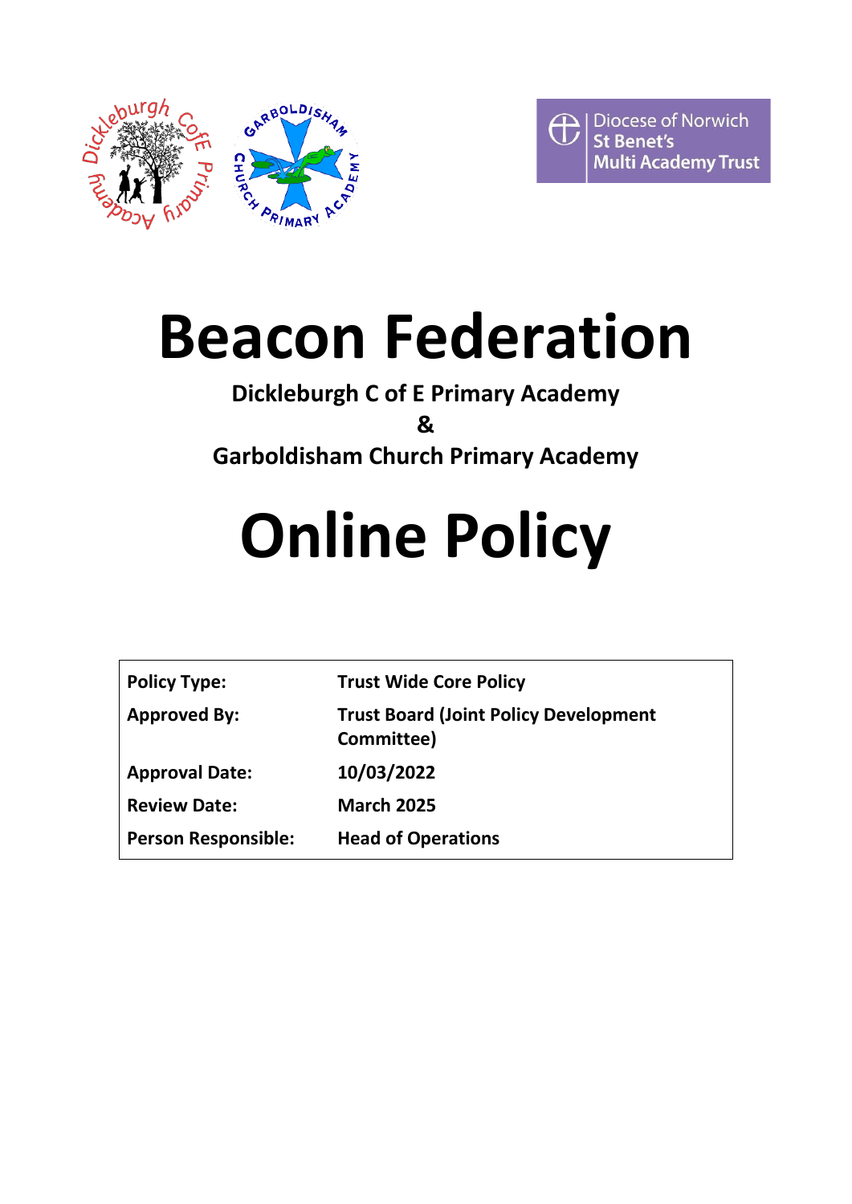Diocese of Norwich
St Benet's
Multi Academy Trust

# Beacon Federation

**Dickleburgh C of E Primary Academy**

**&**

**Garboldisham Church Primary Academy**

# Online Policy

| | |
|---|---|
| **Policy Type:** | **Trust Wide Core Policy** |
| **Approved By:** | **Trust Board (Joint Policy Development Committee)** |
| **Approval Date:** | **10/03/2022** |
| **Review Date:** | **March 2025** |
| **Person Responsible:** | **Head of Operations** |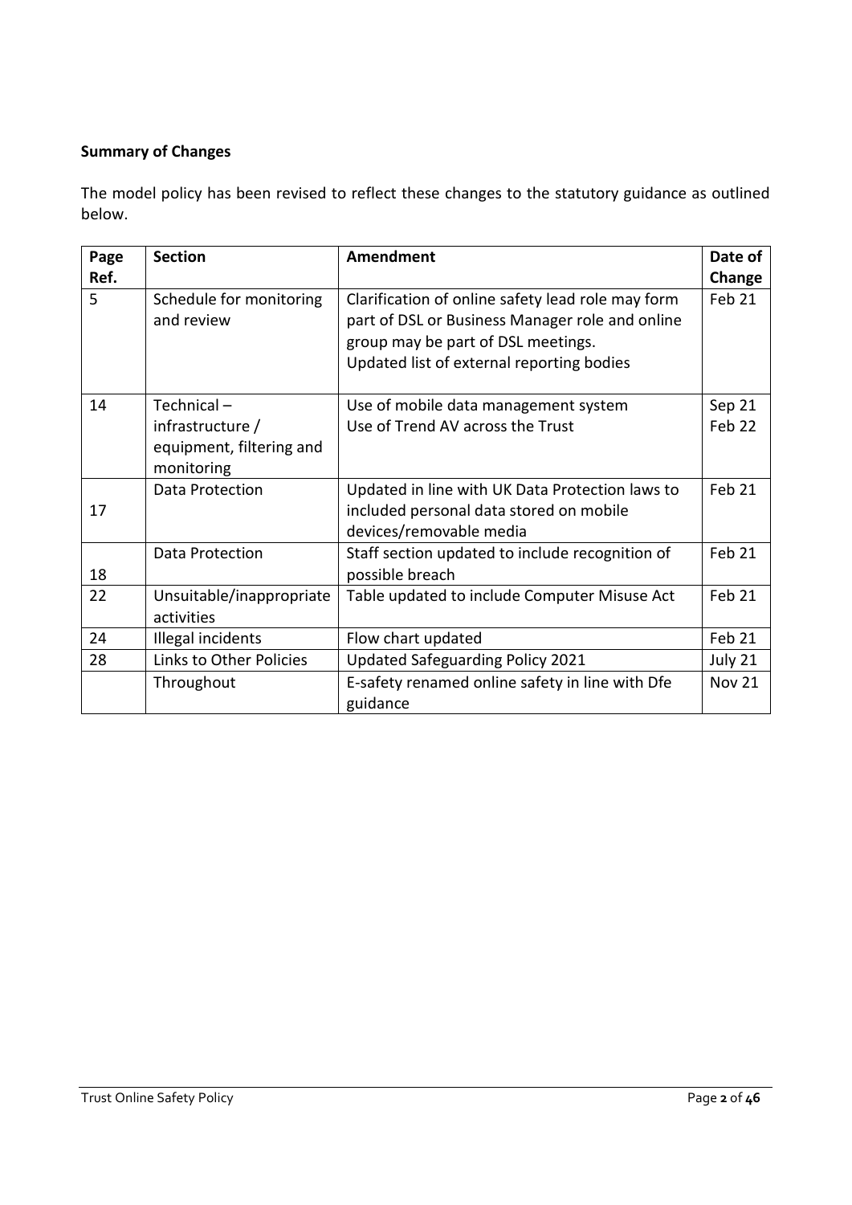**Summary of Changes**

The model policy has been revised to reflect these changes to the statutory guidance as outlined below.

| Page Ref. | Section | Amendment | Date of Change |
|---|---|---|---|
| 5 | Schedule for monitoring and review | Clarification of online safety lead role may form part of DSL or Business Manager role and online group may be part of DSL meetings.<br>Updated list of external reporting bodies | Feb 21 |
| 14 | Technical – infrastructure / equipment, filtering and monitoring | Use of mobile data management system<br>Use of Trend AV across the Trust | Sep 21<br>Feb 22 |
| 17 | Data Protection | Updated in line with UK Data Protection laws to included personal data stored on mobile devices/removable media | Feb 21 |
| 18 | Data Protection | Staff section updated to include recognition of possible breach | Feb 21 |
| 22 | Unsuitable/inappropriate activities | Table updated to include Computer Misuse Act | Feb 21 |
| 24 | Illegal incidents | Flow chart updated | Feb 21 |
| 28 | Links to Other Policies | Updated Safeguarding Policy 2021 | July 21 |
| | Throughout | E-safety renamed online safety in line with Dfe guidance | Nov 21 |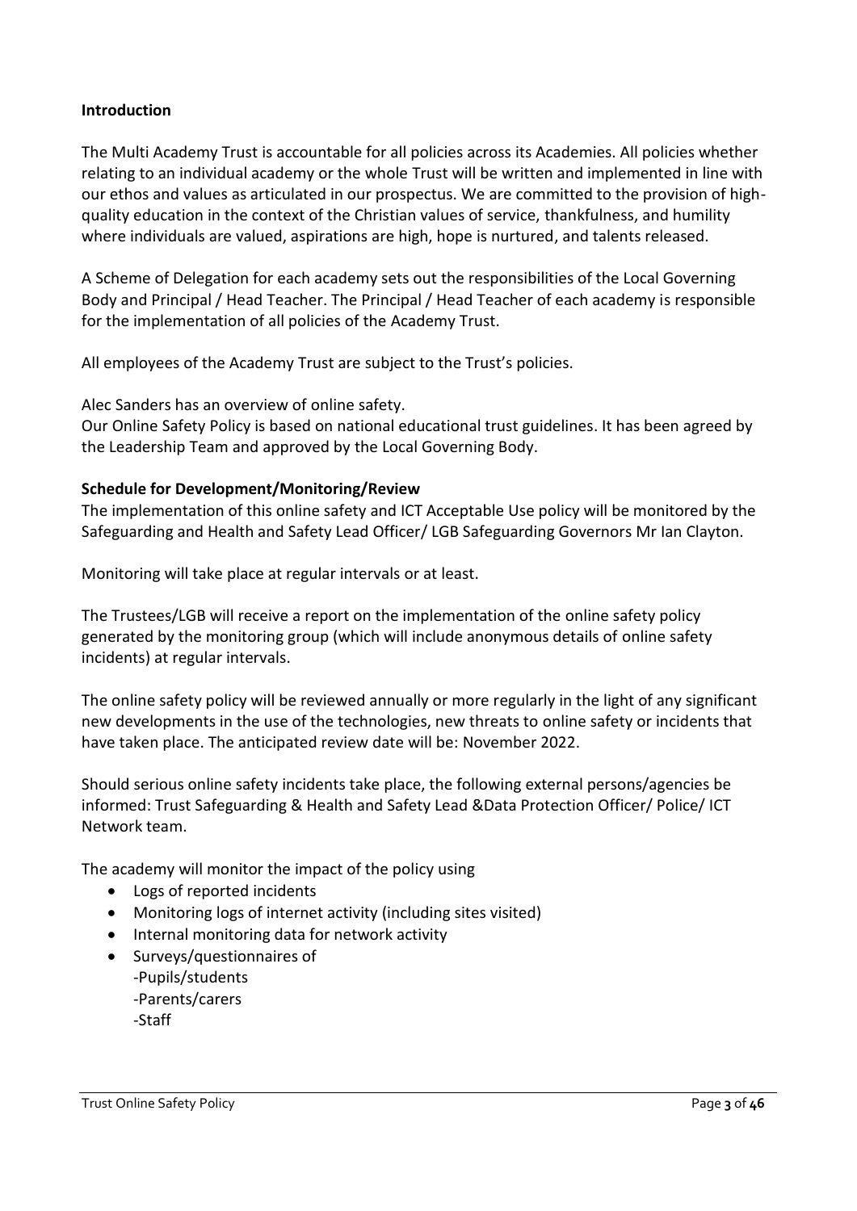**Introduction**

The Multi Academy Trust is accountable for all policies across its Academies. All policies whether relating to an individual academy or the whole Trust will be written and implemented in line with our ethos and values as articulated in our prospectus. We are committed to the provision of high-quality education in the context of the Christian values of service, thankfulness, and humility where individuals are valued, aspirations are high, hope is nurtured, and talents released.

A Scheme of Delegation for each academy sets out the responsibilities of the Local Governing Body and Principal / Head Teacher. The Principal / Head Teacher of each academy is responsible for the implementation of all policies of the Academy Trust.

All employees of the Academy Trust are subject to the Trust's policies.

Alec Sanders has an overview of online safety.
Our Online Safety Policy is based on national educational trust guidelines. It has been agreed by the Leadership Team and approved by the Local Governing Body.

**Schedule for Development/Monitoring/Review**

The implementation of this online safety and ICT Acceptable Use policy will be monitored by the Safeguarding and Health and Safety Lead Officer/ LGB Safeguarding Governors Mr Ian Clayton.

Monitoring will take place at regular intervals or at least.

The Trustees/LGB will receive a report on the implementation of the online safety policy generated by the monitoring group (which will include anonymous details of online safety incidents) at regular intervals.

The online safety policy will be reviewed annually or more regularly in the light of any significant new developments in the use of the technologies, new threats to online safety or incidents that have taken place. The anticipated review date will be: November 2022.

Should serious online safety incidents take place, the following external persons/agencies be informed: Trust Safeguarding & Health and Safety Lead &Data Protection Officer/ Police/ ICT Network team.

The academy will monitor the impact of the policy using

- Logs of reported incidents
- Monitoring logs of internet activity (including sites visited)
- Internal monitoring data for network activity
- Surveys/questionnaires of
  - -Pupils/students
  - -Parents/carers
  - -Staff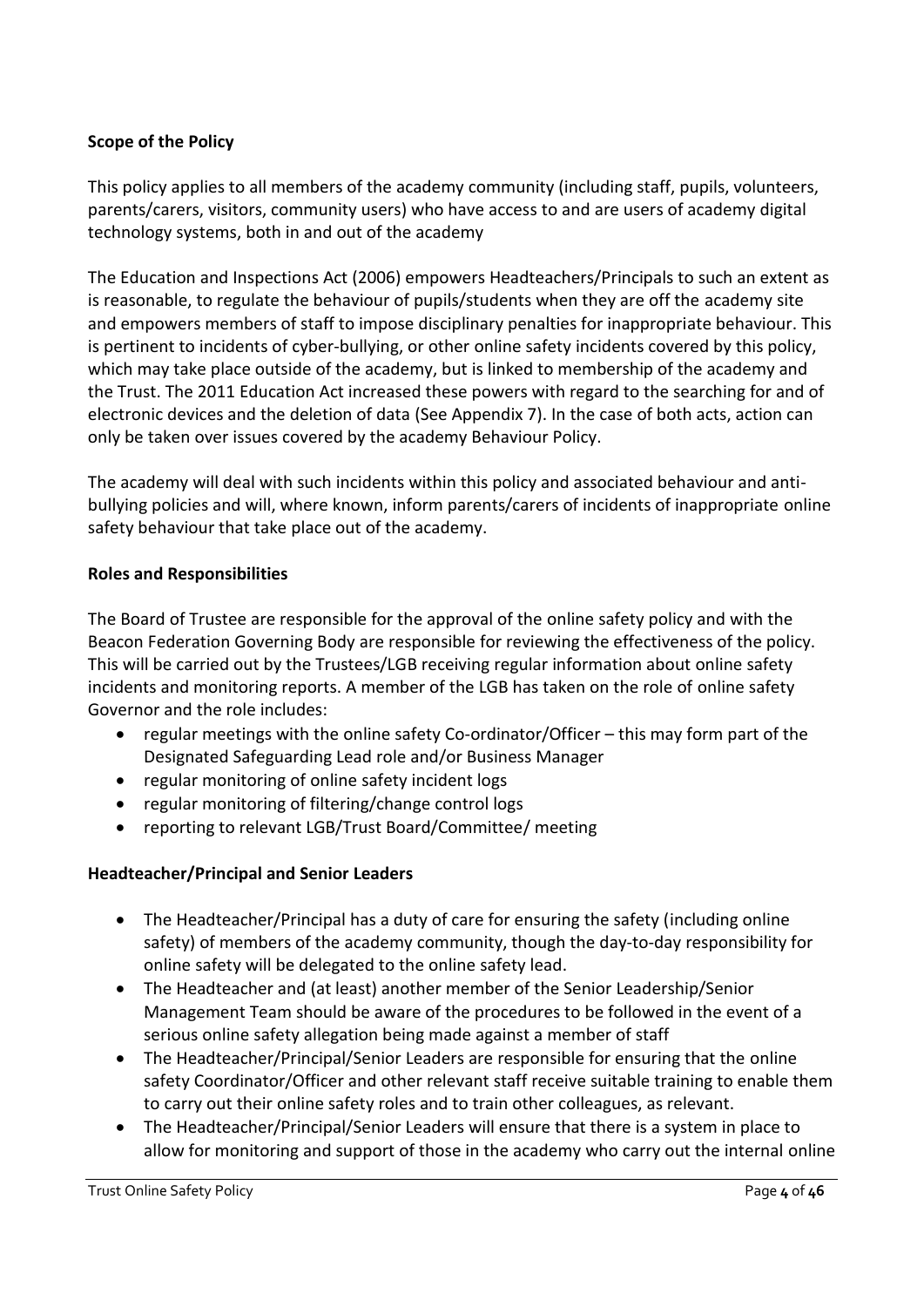**Scope of the Policy**

This policy applies to all members of the academy community (including staff, pupils, volunteers, parents/carers, visitors, community users) who have access to and are users of academy digital technology systems, both in and out of the academy

The Education and Inspections Act (2006) empowers Headteachers/Principals to such an extent as is reasonable, to regulate the behaviour of pupils/students when they are off the academy site and empowers members of staff to impose disciplinary penalties for inappropriate behaviour. This is pertinent to incidents of cyber-bullying, or other online safety incidents covered by this policy, which may take place outside of the academy, but is linked to membership of the academy and the Trust. The 2011 Education Act increased these powers with regard to the searching for and of electronic devices and the deletion of data (See Appendix 7). In the case of both acts, action can only be taken over issues covered by the academy Behaviour Policy.

The academy will deal with such incidents within this policy and associated behaviour and anti-bullying policies and will, where known, inform parents/carers of incidents of inappropriate online safety behaviour that take place out of the academy.

**Roles and Responsibilities**

The Board of Trustee are responsible for the approval of the online safety policy and with the Beacon Federation Governing Body are responsible for reviewing the effectiveness of the policy. This will be carried out by the Trustees/LGB receiving regular information about online safety incidents and monitoring reports. A member of the LGB has taken on the role of online safety Governor and the role includes:

- regular meetings with the online safety Co-ordinator/Officer – this may form part of the Designated Safeguarding Lead role and/or Business Manager
- regular monitoring of online safety incident logs
- regular monitoring of filtering/change control logs
- reporting to relevant LGB/Trust Board/Committee/ meeting

**Headteacher/Principal and Senior Leaders**

- The Headteacher/Principal has a duty of care for ensuring the safety (including online safety) of members of the academy community, though the day-to-day responsibility for online safety will be delegated to the online safety lead.
- The Headteacher and (at least) another member of the Senior Leadership/Senior Management Team should be aware of the procedures to be followed in the event of a serious online safety allegation being made against a member of staff
- The Headteacher/Principal/Senior Leaders are responsible for ensuring that the online safety Coordinator/Officer and other relevant staff receive suitable training to enable them to carry out their online safety roles and to train other colleagues, as relevant.
- The Headteacher/Principal/Senior Leaders will ensure that there is a system in place to allow for monitoring and support of those in the academy who carry out the internal online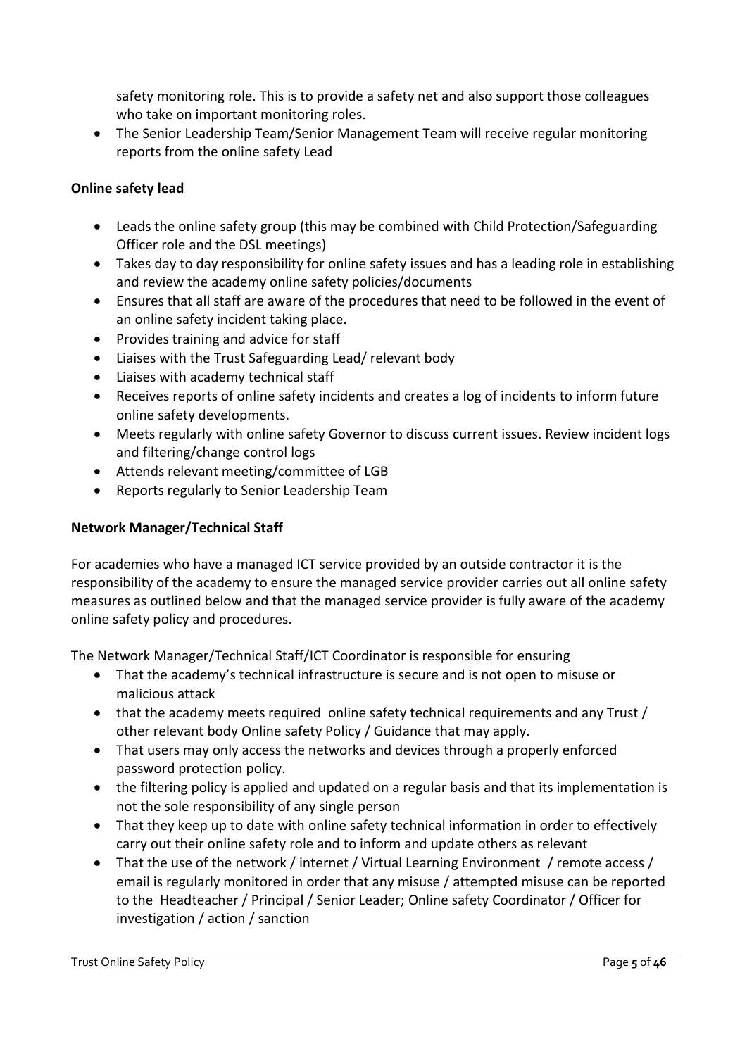safety monitoring role. This is to provide a safety net and also support those colleagues who take on important monitoring roles.

- The Senior Leadership Team/Senior Management Team will receive regular monitoring reports from the online safety Lead

**Online safety lead**

- Leads the online safety group (this may be combined with Child Protection/Safeguarding Officer role and the DSL meetings)
- Takes day to day responsibility for online safety issues and has a leading role in establishing and review the academy online safety policies/documents
- Ensures that all staff are aware of the procedures that need to be followed in the event of an online safety incident taking place.
- Provides training and advice for staff
- Liaises with the Trust Safeguarding Lead/ relevant body
- Liaises with academy technical staff
- Receives reports of online safety incidents and creates a log of incidents to inform future online safety developments.
- Meets regularly with online safety Governor to discuss current issues. Review incident logs and filtering/change control logs
- Attends relevant meeting/committee of LGB
- Reports regularly to Senior Leadership Team

**Network Manager/Technical Staff**

For academies who have a managed ICT service provided by an outside contractor it is the responsibility of the academy to ensure the managed service provider carries out all online safety measures as outlined below and that the managed service provider is fully aware of the academy online safety policy and procedures.

The Network Manager/Technical Staff/ICT Coordinator is responsible for ensuring

- That the academy's technical infrastructure is secure and is not open to misuse or malicious attack
- that the academy meets required online safety technical requirements and any Trust / other relevant body Online safety Policy / Guidance that may apply.
- That users may only access the networks and devices through a properly enforced password protection policy.
- the filtering policy is applied and updated on a regular basis and that its implementation is not the sole responsibility of any single person
- That they keep up to date with online safety technical information in order to effectively carry out their online safety role and to inform and update others as relevant
- That the use of the network / internet / Virtual Learning Environment / remote access / email is regularly monitored in order that any misuse / attempted misuse can be reported to the Headteacher / Principal / Senior Leader; Online safety Coordinator / Officer for investigation / action / sanction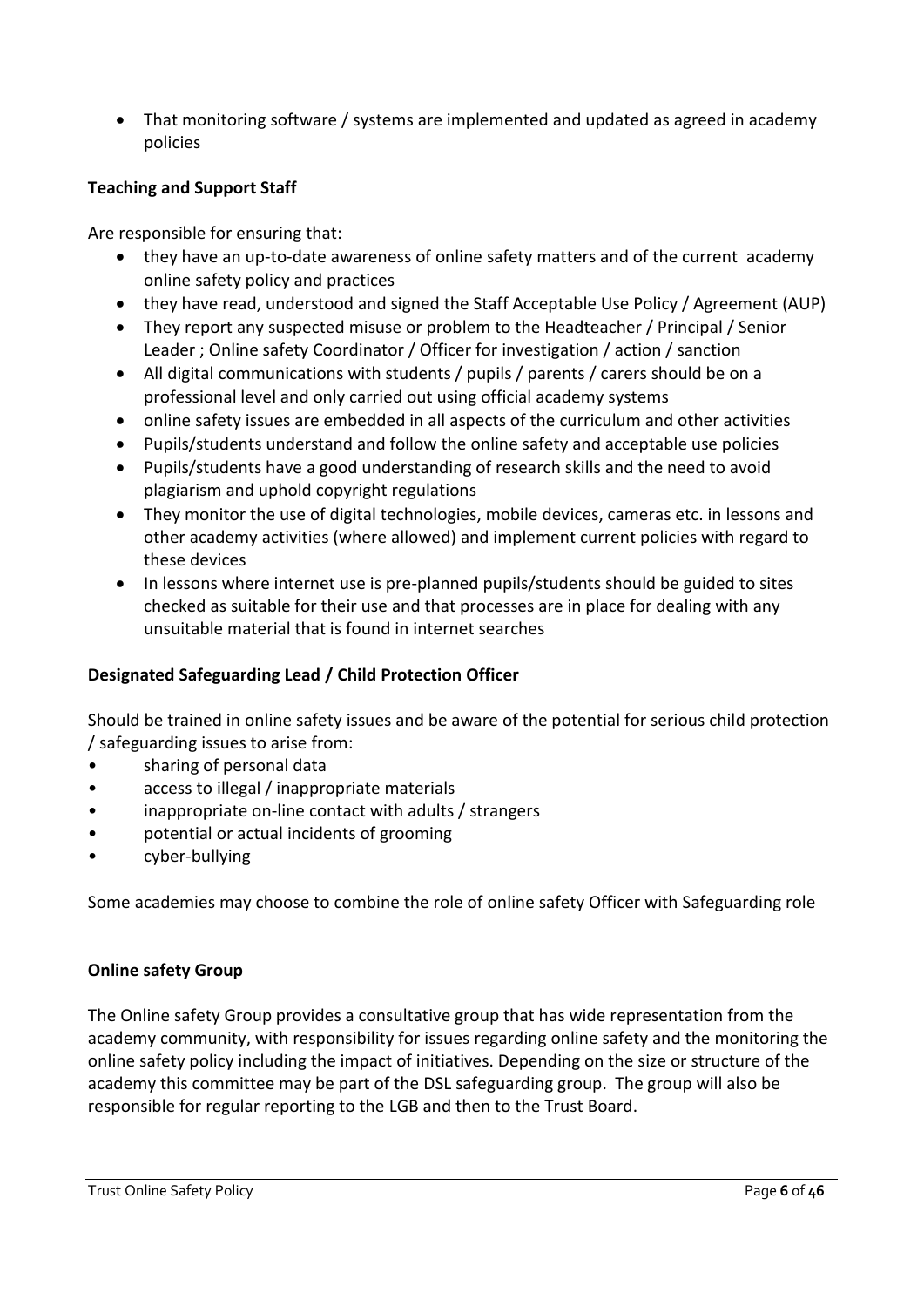- That monitoring software / systems are implemented and updated as agreed in academy policies

**Teaching and Support Staff**

Are responsible for ensuring that:

- they have an up-to-date awareness of online safety matters and of the current academy online safety policy and practices
- they have read, understood and signed the Staff Acceptable Use Policy / Agreement (AUP)
- They report any suspected misuse or problem to the Headteacher / Principal / Senior Leader ; Online safety Coordinator / Officer for investigation / action / sanction
- All digital communications with students / pupils / parents / carers should be on a professional level and only carried out using official academy systems
- online safety issues are embedded in all aspects of the curriculum and other activities
- Pupils/students understand and follow the online safety and acceptable use policies
- Pupils/students have a good understanding of research skills and the need to avoid plagiarism and uphold copyright regulations
- They monitor the use of digital technologies, mobile devices, cameras etc. in lessons and other academy activities (where allowed) and implement current policies with regard to these devices
- In lessons where internet use is pre-planned pupils/students should be guided to sites checked as suitable for their use and that processes are in place for dealing with any unsuitable material that is found in internet searches

**Designated Safeguarding Lead / Child Protection Officer**

Should be trained in online safety issues and be aware of the potential for serious child protection / safeguarding issues to arise from:

- sharing of personal data
- access to illegal / inappropriate materials
- inappropriate on-line contact with adults / strangers
- potential or actual incidents of grooming
- cyber-bullying

Some academies may choose to combine the role of online safety Officer with Safeguarding role

**Online safety Group**

The Online safety Group provides a consultative group that has wide representation from the academy community, with responsibility for issues regarding online safety and the monitoring the online safety policy including the impact of initiatives. Depending on the size or structure of the academy this committee may be part of the DSL safeguarding group. The group will also be responsible for regular reporting to the LGB and then to the Trust Board.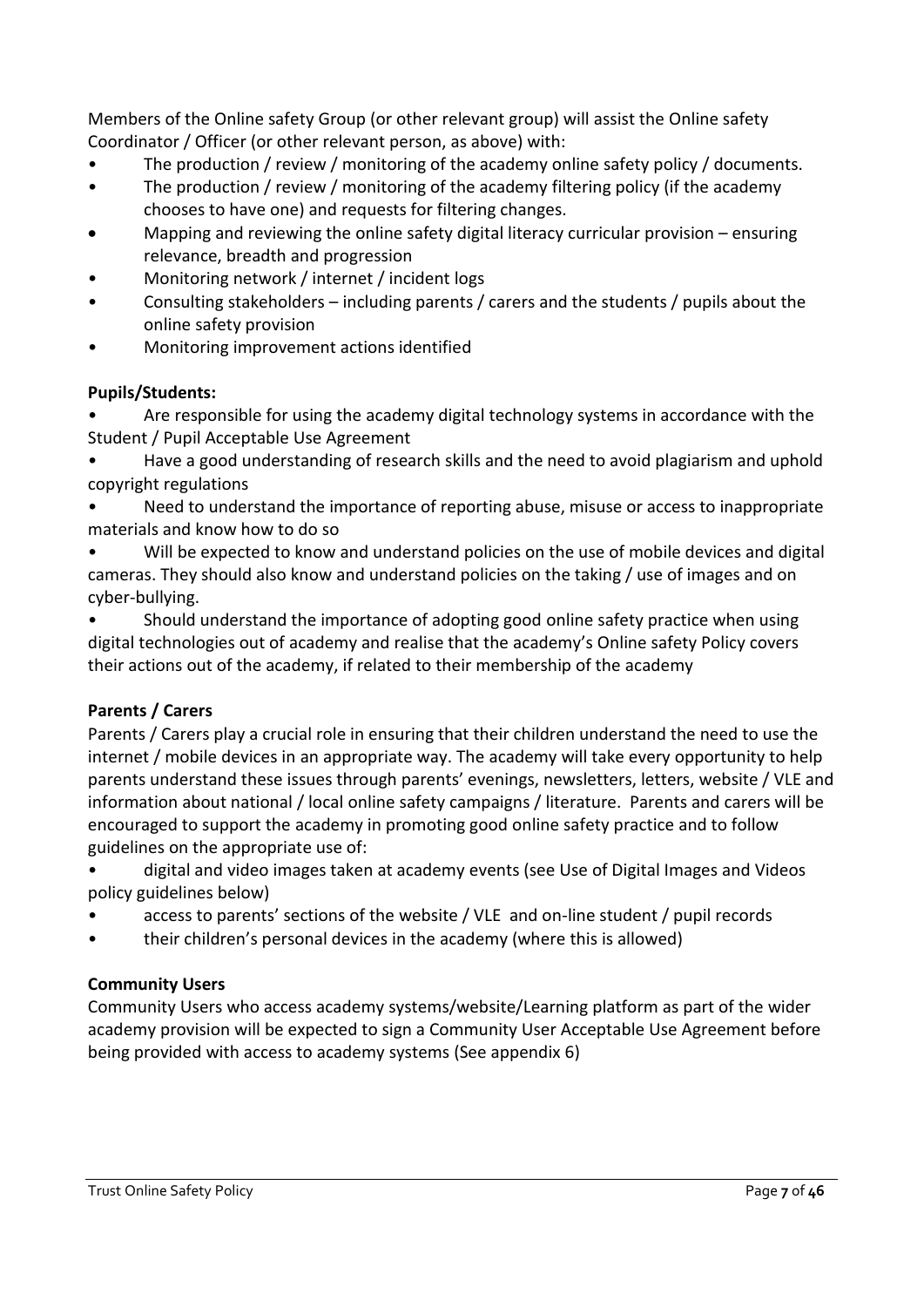Members of the Online safety Group (or other relevant group) will assist the Online safety Coordinator / Officer (or other relevant person, as above) with:

- The production / review / monitoring of the academy online safety policy / documents.
- The production / review / monitoring of the academy filtering policy (if the academy chooses to have one) and requests for filtering changes.
- Mapping and reviewing the online safety digital literacy curricular provision – ensuring relevance, breadth and progression
- Monitoring network / internet / incident logs
- Consulting stakeholders – including parents / carers and the students / pupils about the online safety provision
- Monitoring improvement actions identified

**Pupils/Students:**

- Are responsible for using the academy digital technology systems in accordance with the Student / Pupil Acceptable Use Agreement
- Have a good understanding of research skills and the need to avoid plagiarism and uphold copyright regulations
- Need to understand the importance of reporting abuse, misuse or access to inappropriate materials and know how to do so
- Will be expected to know and understand policies on the use of mobile devices and digital cameras. They should also know and understand policies on the taking / use of images and on cyber-bullying.
- Should understand the importance of adopting good online safety practice when using digital technologies out of academy and realise that the academy's Online safety Policy covers their actions out of the academy, if related to their membership of the academy

**Parents / Carers**

Parents / Carers play a crucial role in ensuring that their children understand the need to use the internet / mobile devices in an appropriate way. The academy will take every opportunity to help parents understand these issues through parents' evenings, newsletters, letters, website / VLE and information about national / local online safety campaigns / literature. Parents and carers will be encouraged to support the academy in promoting good online safety practice and to follow guidelines on the appropriate use of:

- digital and video images taken at academy events (see Use of Digital Images and Videos policy guidelines below)
- access to parents' sections of the website / VLE and on-line student / pupil records
- their children's personal devices in the academy (where this is allowed)

**Community Users**

Community Users who access academy systems/website/Learning platform as part of the wider academy provision will be expected to sign a Community User Acceptable Use Agreement before being provided with access to academy systems (See appendix 6)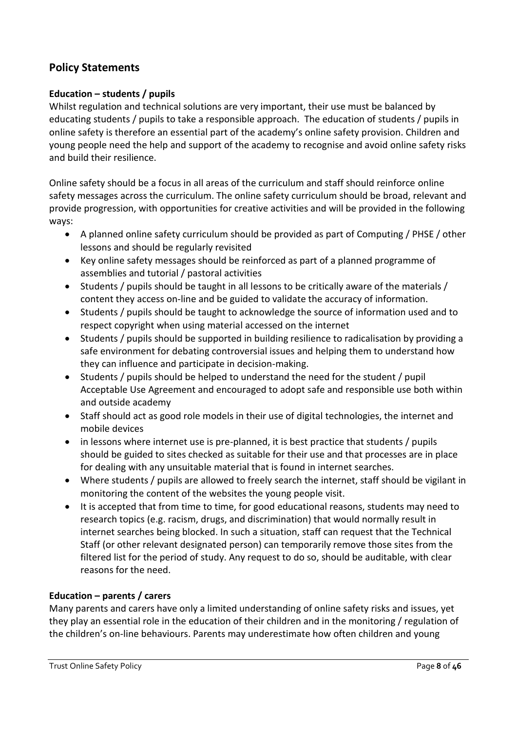## Policy Statements

### Education – students / pupils

Whilst regulation and technical solutions are very important, their use must be balanced by educating students / pupils to take a responsible approach. The education of students / pupils in online safety is therefore an essential part of the academy's online safety provision. Children and young people need the help and support of the academy to recognise and avoid online safety risks and build their resilience.

Online safety should be a focus in all areas of the curriculum and staff should reinforce online safety messages across the curriculum. The online safety curriculum should be broad, relevant and provide progression, with opportunities for creative activities and will be provided in the following ways:

- A planned online safety curriculum should be provided as part of Computing / PHSE / other lessons and should be regularly revisited
- Key online safety messages should be reinforced as part of a planned programme of assemblies and tutorial / pastoral activities
- Students / pupils should be taught in all lessons to be critically aware of the materials / content they access on-line and be guided to validate the accuracy of information.
- Students / pupils should be taught to acknowledge the source of information used and to respect copyright when using material accessed on the internet
- Students / pupils should be supported in building resilience to radicalisation by providing a safe environment for debating controversial issues and helping them to understand how they can influence and participate in decision-making.
- Students / pupils should be helped to understand the need for the student / pupil Acceptable Use Agreement and encouraged to adopt safe and responsible use both within and outside academy
- Staff should act as good role models in their use of digital technologies, the internet and mobile devices
- in lessons where internet use is pre-planned, it is best practice that students / pupils should be guided to sites checked as suitable for their use and that processes are in place for dealing with any unsuitable material that is found in internet searches.
- Where students / pupils are allowed to freely search the internet, staff should be vigilant in monitoring the content of the websites the young people visit.
- It is accepted that from time to time, for good educational reasons, students may need to research topics (e.g. racism, drugs, and discrimination) that would normally result in internet searches being blocked. In such a situation, staff can request that the Technical Staff (or other relevant designated person) can temporarily remove those sites from the filtered list for the period of study. Any request to do so, should be auditable, with clear reasons for the need.

### Education – parents / carers

Many parents and carers have only a limited understanding of online safety risks and issues, yet they play an essential role in the education of their children and in the monitoring / regulation of the children's on-line behaviours. Parents may underestimate how often children and young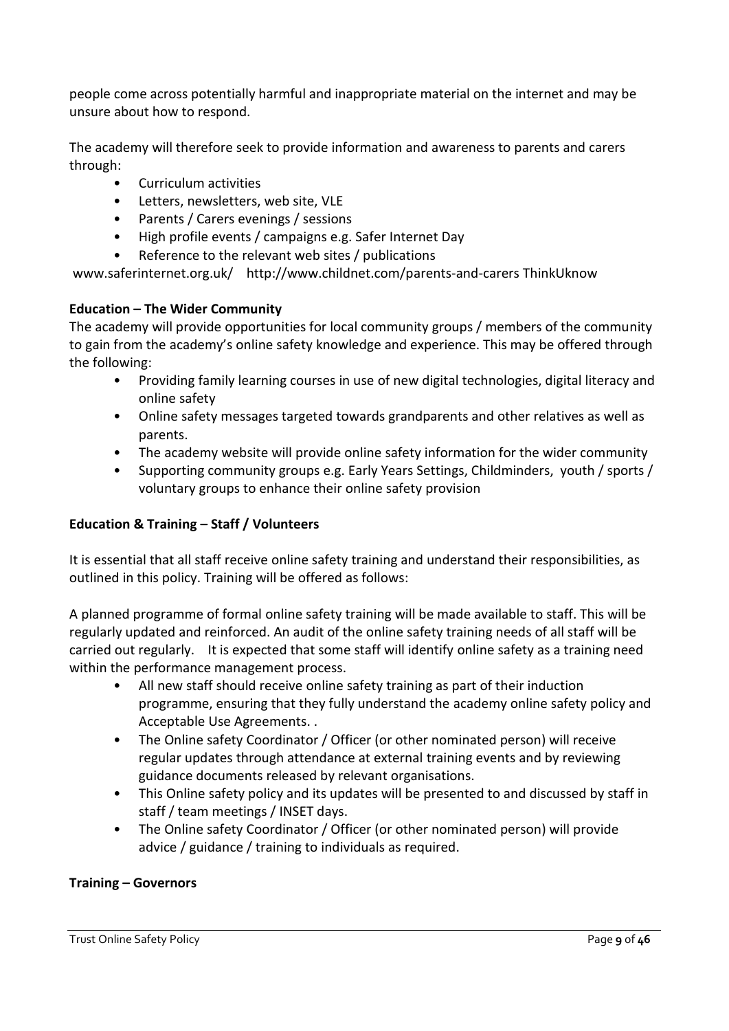people come across potentially harmful and inappropriate material on the internet and may be unsure about how to respond.

The academy will therefore seek to provide information and awareness to parents and carers through:

- Curriculum activities
- Letters, newsletters, web site, VLE
- Parents / Carers evenings / sessions
- High profile events / campaigns e.g. Safer Internet Day
- Reference to the relevant web sites / publications

www.saferinternet.org.uk/ http://www.childnet.com/parents-and-carers ThinkUknow

**Education – The Wider Community**

The academy will provide opportunities for local community groups / members of the community to gain from the academy's online safety knowledge and experience. This may be offered through the following:

- Providing family learning courses in use of new digital technologies, digital literacy and online safety
- Online safety messages targeted towards grandparents and other relatives as well as parents.
- The academy website will provide online safety information for the wider community
- Supporting community groups e.g. Early Years Settings, Childminders, youth / sports / voluntary groups to enhance their online safety provision

**Education & Training – Staff / Volunteers**

It is essential that all staff receive online safety training and understand their responsibilities, as outlined in this policy. Training will be offered as follows:

A planned programme of formal online safety training will be made available to staff. This will be regularly updated and reinforced. An audit of the online safety training needs of all staff will be carried out regularly. It is expected that some staff will identify online safety as a training need within the performance management process.

- All new staff should receive online safety training as part of their induction programme, ensuring that they fully understand the academy online safety policy and Acceptable Use Agreements. .
- The Online safety Coordinator / Officer (or other nominated person) will receive regular updates through attendance at external training events and by reviewing guidance documents released by relevant organisations.
- This Online safety policy and its updates will be presented to and discussed by staff in staff / team meetings / INSET days.
- The Online safety Coordinator / Officer (or other nominated person) will provide advice / guidance / training to individuals as required.

**Training – Governors**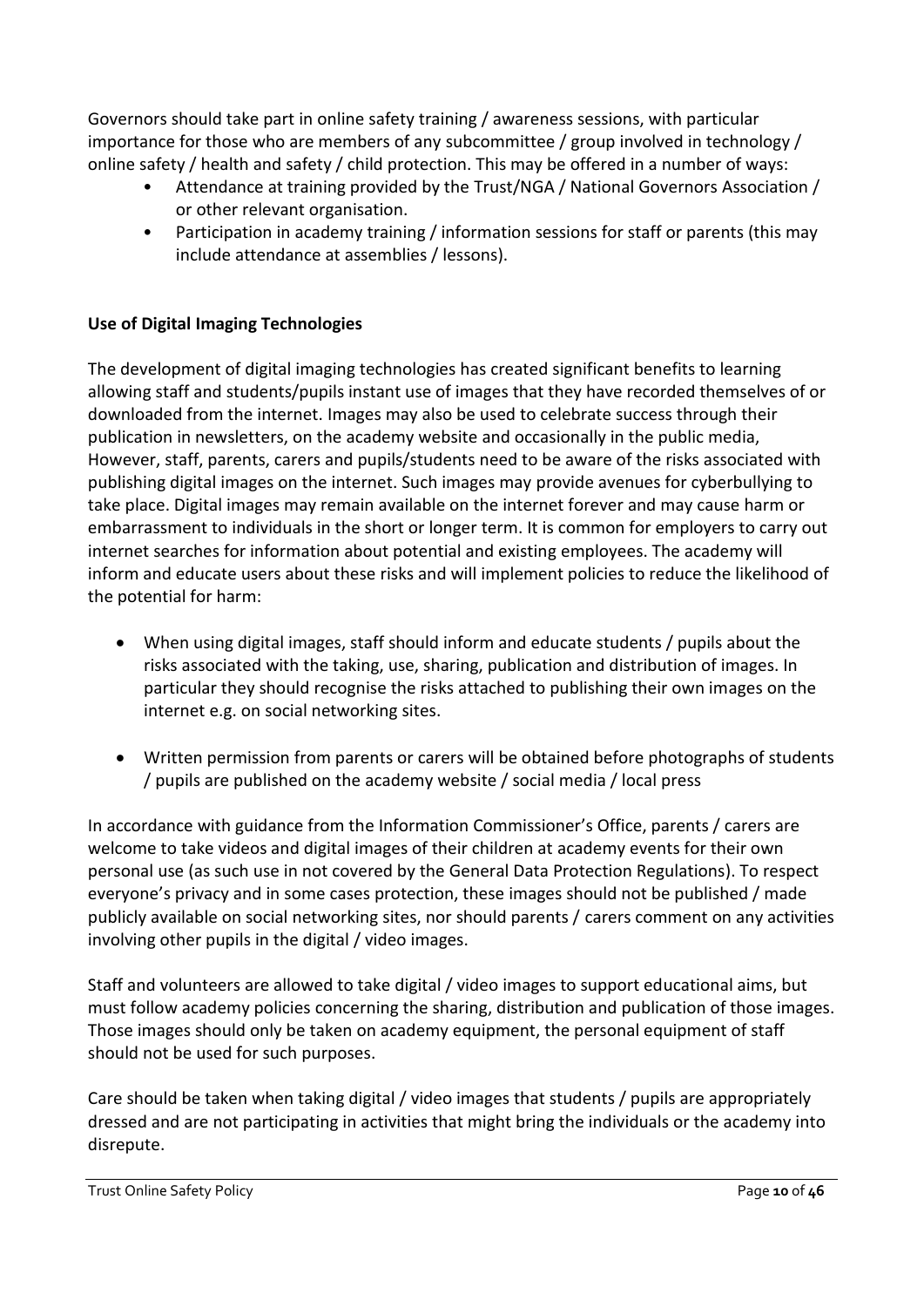Governors should take part in online safety training / awareness sessions, with particular importance for those who are members of any subcommittee / group involved in technology / online safety / health and safety / child protection. This may be offered in a number of ways:

- Attendance at training provided by the Trust/NGA / National Governors Association / or other relevant organisation.
- Participation in academy training / information sessions for staff or parents (this may include attendance at assemblies / lessons).

**Use of Digital Imaging Technologies**

The development of digital imaging technologies has created significant benefits to learning allowing staff and students/pupils instant use of images that they have recorded themselves of or downloaded from the internet. Images may also be used to celebrate success through their publication in newsletters, on the academy website and occasionally in the public media, However, staff, parents, carers and pupils/students need to be aware of the risks associated with publishing digital images on the internet. Such images may provide avenues for cyberbullying to take place. Digital images may remain available on the internet forever and may cause harm or embarrassment to individuals in the short or longer term. It is common for employers to carry out internet searches for information about potential and existing employees. The academy will inform and educate users about these risks and will implement policies to reduce the likelihood of the potential for harm:

- When using digital images, staff should inform and educate students / pupils about the risks associated with the taking, use, sharing, publication and distribution of images. In particular they should recognise the risks attached to publishing their own images on the internet e.g. on social networking sites.

- Written permission from parents or carers will be obtained before photographs of students / pupils are published on the academy website / social media / local press

In accordance with guidance from the Information Commissioner's Office, parents / carers are welcome to take videos and digital images of their children at academy events for their own personal use (as such use in not covered by the General Data Protection Regulations). To respect everyone's privacy and in some cases protection, these images should not be published / made publicly available on social networking sites, nor should parents / carers comment on any activities involving other pupils in the digital / video images.

Staff and volunteers are allowed to take digital / video images to support educational aims, but must follow academy policies concerning the sharing, distribution and publication of those images. Those images should only be taken on academy equipment, the personal equipment of staff should not be used for such purposes.

Care should be taken when taking digital / video images that students / pupils are appropriately dressed and are not participating in activities that might bring the individuals or the academy into disrepute.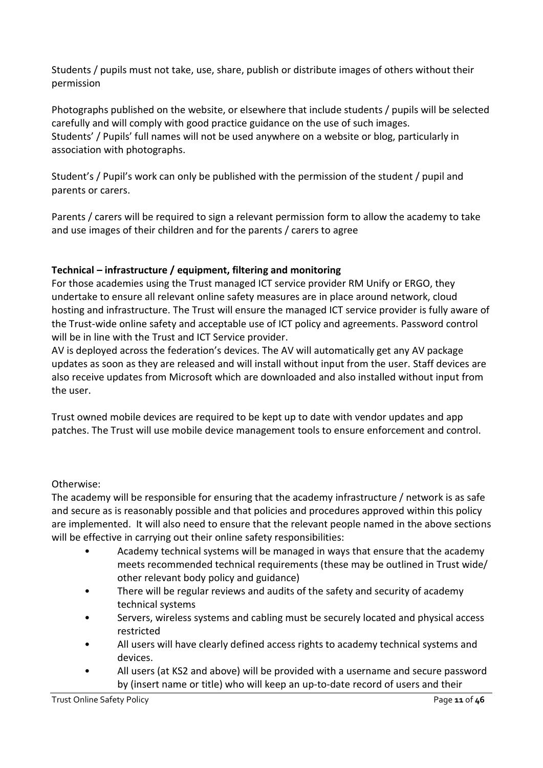Students / pupils must not take, use, share, publish or distribute images of others without their permission

Photographs published on the website, or elsewhere that include students / pupils will be selected carefully and will comply with good practice guidance on the use of such images.
Students' / Pupils' full names will not be used anywhere on a website or blog, particularly in association with photographs.

Student's / Pupil's work can only be published with the permission of the student / pupil and parents or carers.

Parents / carers will be required to sign a relevant permission form to allow the academy to take and use images of their children and for the parents / carers to agree

**Technical – infrastructure / equipment, filtering and monitoring**

For those academies using the Trust managed ICT service provider RM Unify or ERGO, they undertake to ensure all relevant online safety measures are in place around network, cloud hosting and infrastructure. The Trust will ensure the managed ICT service provider is fully aware of the Trust-wide online safety and acceptable use of ICT policy and agreements. Password control will be in line with the Trust and ICT Service provider.
AV is deployed across the federation's devices. The AV will automatically get any AV package updates as soon as they are released and will install without input from the user. Staff devices are also receive updates from Microsoft which are downloaded and also installed without input from the user.

Trust owned mobile devices are required to be kept up to date with vendor updates and app patches. The Trust will use mobile device management tools to ensure enforcement and control.

Otherwise:
The academy will be responsible for ensuring that the academy infrastructure / network is as safe and secure as is reasonably possible and that policies and procedures approved within this policy are implemented. It will also need to ensure that the relevant people named in the above sections will be effective in carrying out their online safety responsibilities:

- Academy technical systems will be managed in ways that ensure that the academy meets recommended technical requirements (these may be outlined in Trust wide/ other relevant body policy and guidance)
- There will be regular reviews and audits of the safety and security of academy technical systems
- Servers, wireless systems and cabling must be securely located and physical access restricted
- All users will have clearly defined access rights to academy technical systems and devices.
- All users (at KS2 and above) will be provided with a username and secure password by (insert name or title) who will keep an up-to-date record of users and their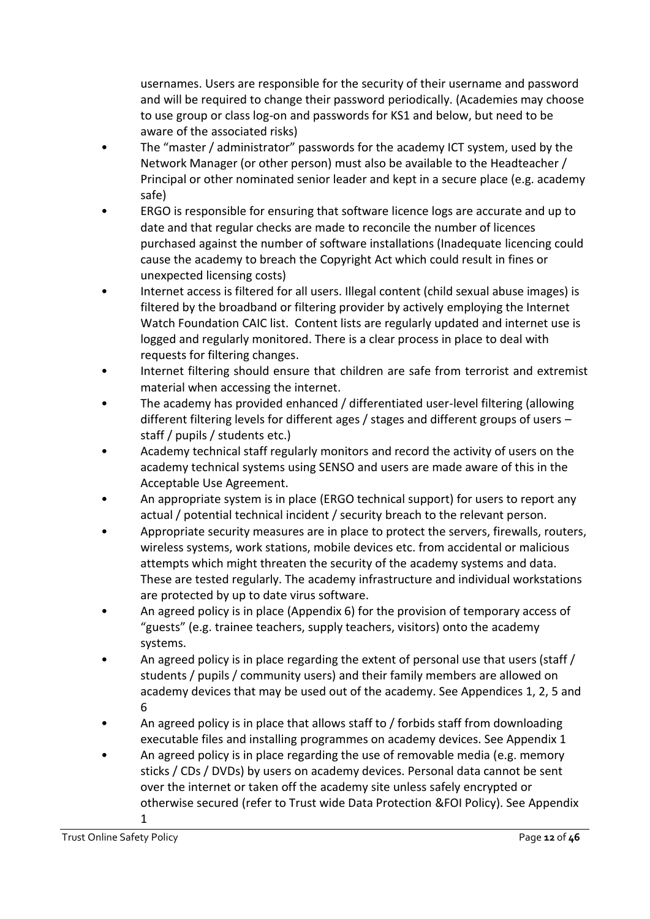usernames. Users are responsible for the security of their username and password and will be required to change their password periodically. (Academies may choose to use group or class log-on and passwords for KS1 and below, but need to be aware of the associated risks)

- The "master / administrator" passwords for the academy ICT system, used by the Network Manager (or other person) must also be available to the Headteacher / Principal or other nominated senior leader and kept in a secure place (e.g. academy safe)
- ERGO is responsible for ensuring that software licence logs are accurate and up to date and that regular checks are made to reconcile the number of licences purchased against the number of software installations (Inadequate licencing could cause the academy to breach the Copyright Act which could result in fines or unexpected licensing costs)
- Internet access is filtered for all users. Illegal content (child sexual abuse images) is filtered by the broadband or filtering provider by actively employing the Internet Watch Foundation CAIC list. Content lists are regularly updated and internet use is logged and regularly monitored. There is a clear process in place to deal with requests for filtering changes.
- Internet filtering should ensure that children are safe from terrorist and extremist material when accessing the internet.
- The academy has provided enhanced / differentiated user-level filtering (allowing different filtering levels for different ages / stages and different groups of users – staff / pupils / students etc.)
- Academy technical staff regularly monitors and record the activity of users on the academy technical systems using SENSO and users are made aware of this in the Acceptable Use Agreement.
- An appropriate system is in place (ERGO technical support) for users to report any actual / potential technical incident / security breach to the relevant person.
- Appropriate security measures are in place to protect the servers, firewalls, routers, wireless systems, work stations, mobile devices etc. from accidental or malicious attempts which might threaten the security of the academy systems and data. These are tested regularly. The academy infrastructure and individual workstations are protected by up to date virus software.
- An agreed policy is in place (Appendix 6) for the provision of temporary access of "guests" (e.g. trainee teachers, supply teachers, visitors) onto the academy systems.
- An agreed policy is in place regarding the extent of personal use that users (staff / students / pupils / community users) and their family members are allowed on academy devices that may be used out of the academy. See Appendices 1, 2, 5 and 6
- An agreed policy is in place that allows staff to / forbids staff from downloading executable files and installing programmes on academy devices. See Appendix 1
- An agreed policy is in place regarding the use of removable media (e.g. memory sticks / CDs / DVDs) by users on academy devices. Personal data cannot be sent over the internet or taken off the academy site unless safely encrypted or otherwise secured (refer to Trust wide Data Protection &FOI Policy). See Appendix 1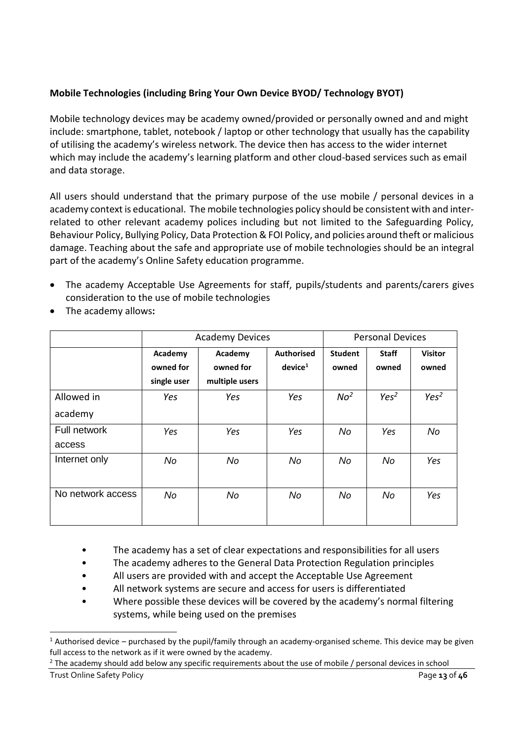**Mobile Technologies (including Bring Your Own Device BYOD/ Technology BYOT)**

Mobile technology devices may be academy owned/provided or personally owned and and might include: smartphone, tablet, notebook / laptop or other technology that usually has the capability of utilising the academy's wireless network. The device then has access to the wider internet which may include the academy's learning platform and other cloud-based services such as email and data storage.

All users should understand that the primary purpose of the use mobile / personal devices in a academy context is educational. The mobile technologies policy should be consistent with and inter-related to other relevant academy polices including but not limited to the Safeguarding Policy, Behaviour Policy, Bullying Policy, Data Protection & FOI Policy, and policies around theft or malicious damage. Teaching about the safe and appropriate use of mobile technologies should be an integral part of the academy's Online Safety education programme.

- The academy Acceptable Use Agreements for staff, pupils/students and parents/carers gives consideration to the use of mobile technologies
- The academy allows**:**

| | Academy Devices | | | Personal Devices | | |
|---|---|---|---|---|---|---|
| | **Academy owned for single user** | **Academy owned for multiple users** | **Authorised device**[1] | **Student owned** | **Staff owned** | **Visitor owned** |
| Allowed in academy | *Yes* | *Yes* | *Yes* | *No*[2] | *Yes*[2] | *Yes*[2] |
| Full network access | *Yes* | *Yes* | *Yes* | *No* | *Yes* | *No* |
| Internet only | *No* | *No* | *No* | *No* | *No* | *Yes* |
| No network access | *No* | *No* | *No* | *No* | *No* | *Yes* |

- The academy has a set of clear expectations and responsibilities for all users
- The academy adheres to the General Data Protection Regulation principles
- All users are provided with and accept the Acceptable Use Agreement
- All network systems are secure and access for users is differentiated
- Where possible these devices will be covered by the academy's normal filtering systems, while being used on the premises

[1] Authorised device – purchased by the pupil/family through an academy-organised scheme. This device may be given full access to the network as if it were owned by the academy.

[2] The academy should add below any specific requirements about the use of mobile / personal devices in school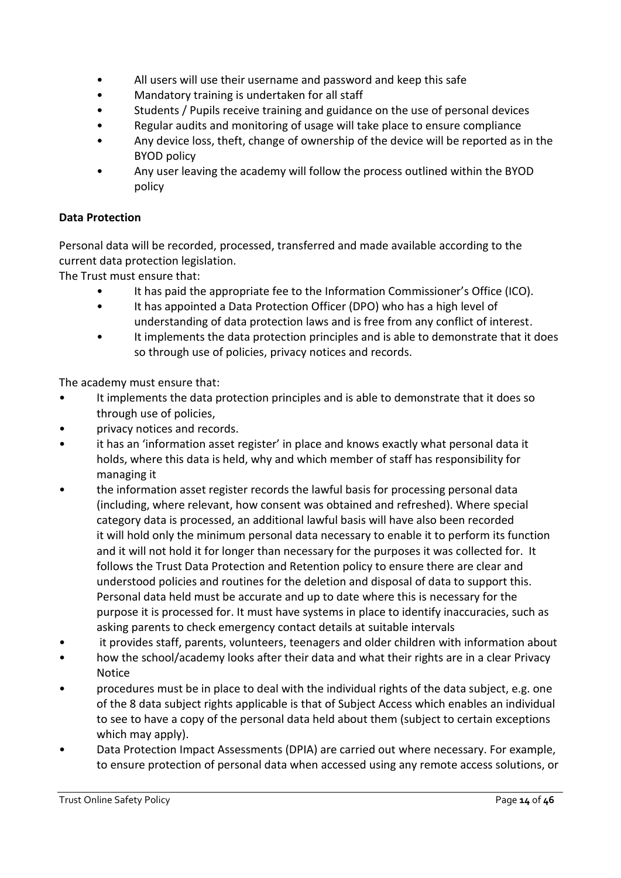- All users will use their username and password and keep this safe
- Mandatory training is undertaken for all staff
- Students / Pupils receive training and guidance on the use of personal devices
- Regular audits and monitoring of usage will take place to ensure compliance
- Any device loss, theft, change of ownership of the device will be reported as in the BYOD policy
- Any user leaving the academy will follow the process outlined within the BYOD policy

**Data Protection**

Personal data will be recorded, processed, transferred and made available according to the current data protection legislation.

The Trust must ensure that:

- It has paid the appropriate fee to the Information Commissioner's Office (ICO).
- It has appointed a Data Protection Officer (DPO) who has a high level of understanding of data protection laws and is free from any conflict of interest.
- It implements the data protection principles and is able to demonstrate that it does so through use of policies, privacy notices and records.

The academy must ensure that:

- It implements the data protection principles and is able to demonstrate that it does so through use of policies,
- privacy notices and records.
- it has an 'information asset register' in place and knows exactly what personal data it holds, where this data is held, why and which member of staff has responsibility for managing it
- the information asset register records the lawful basis for processing personal data (including, where relevant, how consent was obtained and refreshed). Where special category data is processed, an additional lawful basis will have also been recorded it will hold only the minimum personal data necessary to enable it to perform its function and it will not hold it for longer than necessary for the purposes it was collected for. It follows the Trust Data Protection and Retention policy to ensure there are clear and understood policies and routines for the deletion and disposal of data to support this. Personal data held must be accurate and up to date where this is necessary for the purpose it is processed for. It must have systems in place to identify inaccuracies, such as asking parents to check emergency contact details at suitable intervals
- it provides staff, parents, volunteers, teenagers and older children with information about
- how the school/academy looks after their data and what their rights are in a clear Privacy Notice
- procedures must be in place to deal with the individual rights of the data subject, e.g. one of the 8 data subject rights applicable is that of Subject Access which enables an individual to see to have a copy of the personal data held about them (subject to certain exceptions which may apply).
- Data Protection Impact Assessments (DPIA) are carried out where necessary. For example, to ensure protection of personal data when accessed using any remote access solutions, or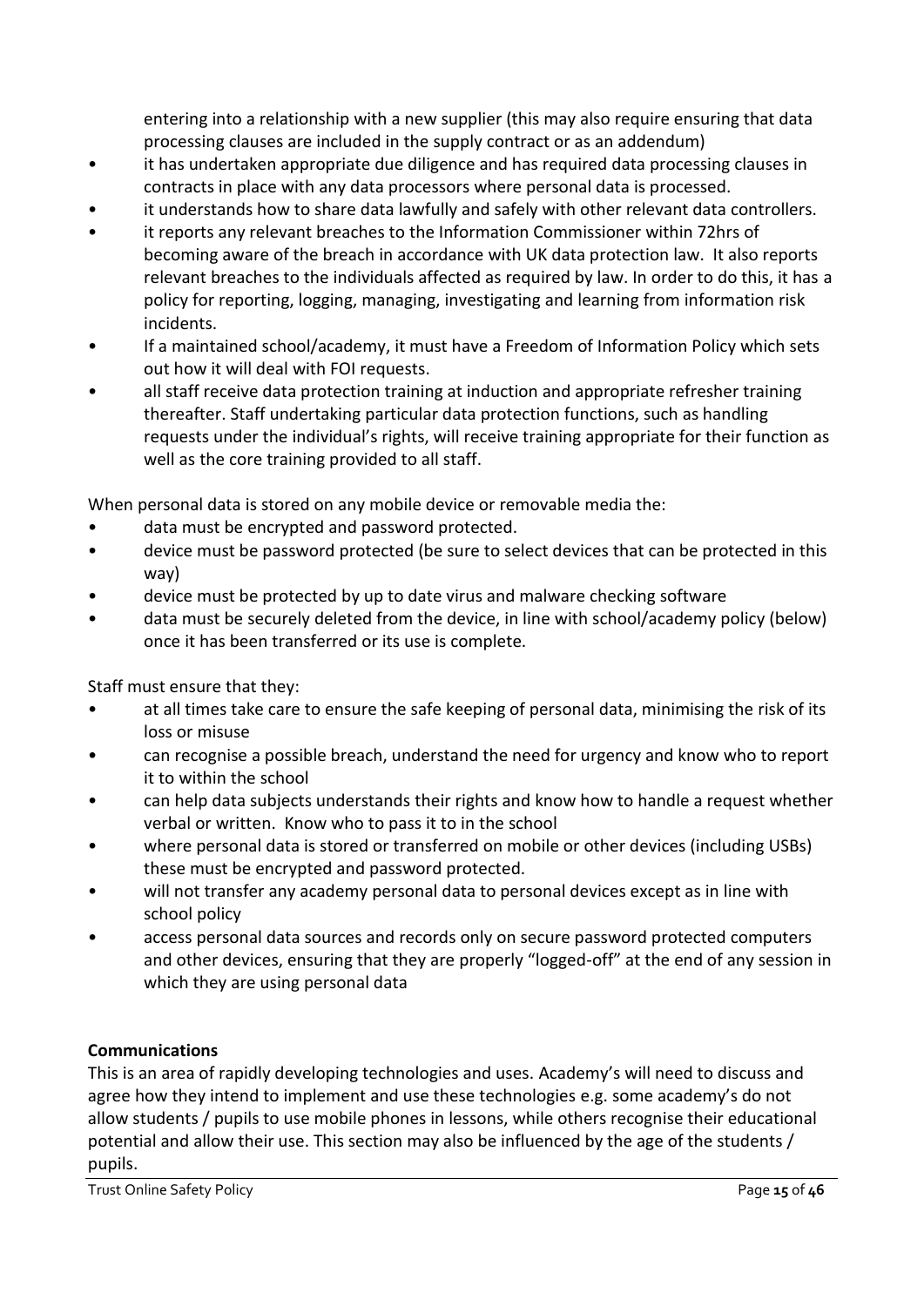entering into a relationship with a new supplier (this may also require ensuring that data processing clauses are included in the supply contract or as an addendum)

- it has undertaken appropriate due diligence and has required data processing clauses in contracts in place with any data processors where personal data is processed.
- it understands how to share data lawfully and safely with other relevant data controllers.
- it reports any relevant breaches to the Information Commissioner within 72hrs of becoming aware of the breach in accordance with UK data protection law. It also reports relevant breaches to the individuals affected as required by law. In order to do this, it has a policy for reporting, logging, managing, investigating and learning from information risk incidents.
- If a maintained school/academy, it must have a Freedom of Information Policy which sets out how it will deal with FOI requests.
- all staff receive data protection training at induction and appropriate refresher training thereafter. Staff undertaking particular data protection functions, such as handling requests under the individual's rights, will receive training appropriate for their function as well as the core training provided to all staff.

When personal data is stored on any mobile device or removable media the:

- data must be encrypted and password protected.
- device must be password protected (be sure to select devices that can be protected in this way)
- device must be protected by up to date virus and malware checking software
- data must be securely deleted from the device, in line with school/academy policy (below) once it has been transferred or its use is complete.

Staff must ensure that they:

- at all times take care to ensure the safe keeping of personal data, minimising the risk of its loss or misuse
- can recognise a possible breach, understand the need for urgency and know who to report it to within the school
- can help data subjects understands their rights and know how to handle a request whether verbal or written. Know who to pass it to in the school
- where personal data is stored or transferred on mobile or other devices (including USBs) these must be encrypted and password protected.
- will not transfer any academy personal data to personal devices except as in line with school policy
- access personal data sources and records only on secure password protected computers and other devices, ensuring that they are properly "logged-off" at the end of any session in which they are using personal data

**Communications**

This is an area of rapidly developing technologies and uses. Academy's will need to discuss and agree how they intend to implement and use these technologies e.g. some academy's do not allow students / pupils to use mobile phones in lessons, while others recognise their educational potential and allow their use. This section may also be influenced by the age of the students / pupils.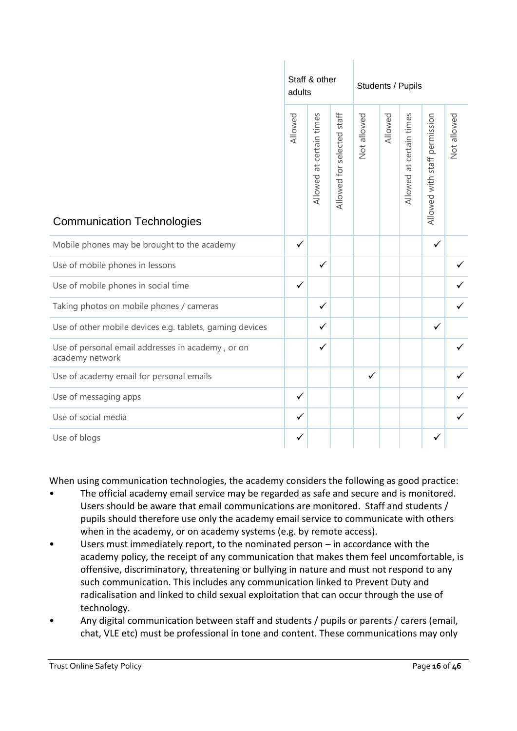| Communication Technologies | Staff & other adults | | | Students / Pupils | | | | |
|---|---|---|---|---|---|---|---|---|
| | Allowed | Allowed at certain times | Allowed for selected staff | Not allowed | Allowed | Allowed at certain times | Allowed with staff permission | Not allowed |
| Mobile phones may be brought to the academy | ✓ | | | | | | ✓ | |
| Use of mobile phones in lessons | | ✓ | | | | | | ✓ |
| Use of mobile phones in social time | ✓ | | | | | | | ✓ |
| Taking photos on mobile phones / cameras | | ✓ | | | | | | ✓ |
| Use of other mobile devices e.g. tablets, gaming devices | | ✓ | | | | | ✓ | |
| Use of personal email addresses in academy , or on academy network | | ✓ | | | | | | ✓ |
| Use of academy email for personal emails | | | | ✓ | | | | ✓ |
| Use of messaging apps | ✓ | | | | | | | ✓ |
| Use of social media | ✓ | | | | | | | ✓ |
| Use of blogs | ✓ | | | | | | ✓ | |

When using communication technologies, the academy considers the following as good practice:

- The official academy email service may be regarded as safe and secure and is monitored. Users should be aware that email communications are monitored. Staff and students / pupils should therefore use only the academy email service to communicate with others when in the academy, or on academy systems (e.g. by remote access).
- Users must immediately report, to the nominated person – in accordance with the academy policy, the receipt of any communication that makes them feel uncomfortable, is offensive, discriminatory, threatening or bullying in nature and must not respond to any such communication. This includes any communication linked to Prevent Duty and radicalisation and linked to child sexual exploitation that can occur through the use of technology.
- Any digital communication between staff and students / pupils or parents / carers (email, chat, VLE etc) must be professional in tone and content. These communications may only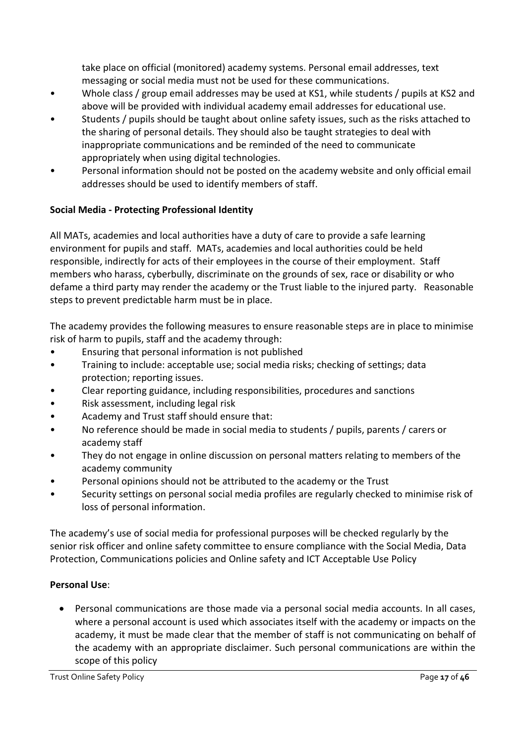take place on official (monitored) academy systems. Personal email addresses, text messaging or social media must not be used for these communications.

- Whole class / group email addresses may be used at KS1, while students / pupils at KS2 and above will be provided with individual academy email addresses for educational use.
- Students / pupils should be taught about online safety issues, such as the risks attached to the sharing of personal details. They should also be taught strategies to deal with inappropriate communications and be reminded of the need to communicate appropriately when using digital technologies.
- Personal information should not be posted on the academy website and only official email addresses should be used to identify members of staff.

**Social Media - Protecting Professional Identity**

All MATs, academies and local authorities have a duty of care to provide a safe learning environment for pupils and staff. MATs, academies and local authorities could be held responsible, indirectly for acts of their employees in the course of their employment. Staff members who harass, cyberbully, discriminate on the grounds of sex, race or disability or who defame a third party may render the academy or the Trust liable to the injured party. Reasonable steps to prevent predictable harm must be in place.

The academy provides the following measures to ensure reasonable steps are in place to minimise risk of harm to pupils, staff and the academy through:

- Ensuring that personal information is not published
- Training to include: acceptable use; social media risks; checking of settings; data protection; reporting issues.
- Clear reporting guidance, including responsibilities, procedures and sanctions
- Risk assessment, including legal risk
- Academy and Trust staff should ensure that:
- No reference should be made in social media to students / pupils, parents / carers or academy staff
- They do not engage in online discussion on personal matters relating to members of the academy community
- Personal opinions should not be attributed to the academy or the Trust
- Security settings on personal social media profiles are regularly checked to minimise risk of loss of personal information.

The academy's use of social media for professional purposes will be checked regularly by the senior risk officer and online safety committee to ensure compliance with the Social Media, Data Protection, Communications policies and Online safety and ICT Acceptable Use Policy

**Personal Use**:

- Personal communications are those made via a personal social media accounts. In all cases, where a personal account is used which associates itself with the academy or impacts on the academy, it must be made clear that the member of staff is not communicating on behalf of the academy with an appropriate disclaimer. Such personal communications are within the scope of this policy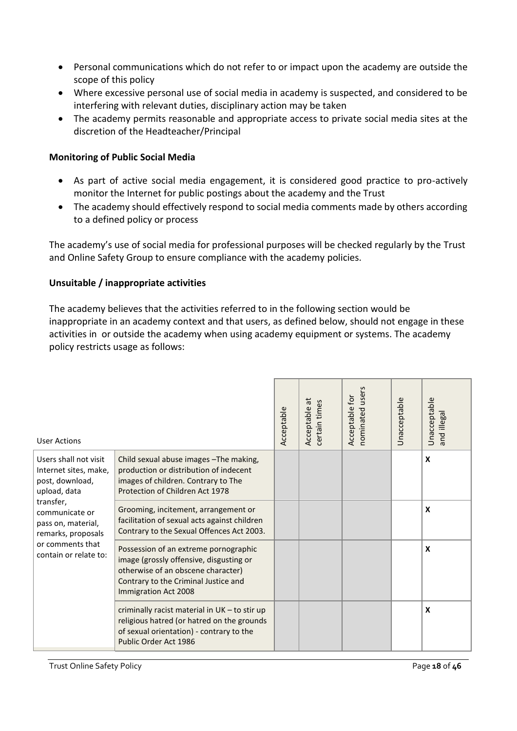- Personal communications which do not refer to or impact upon the academy are outside the scope of this policy
- Where excessive personal use of social media in academy is suspected, and considered to be interfering with relevant duties, disciplinary action may be taken
- The academy permits reasonable and appropriate access to private social media sites at the discretion of the Headteacher/Principal

**Monitoring of Public Social Media**

- As part of active social media engagement, it is considered good practice to pro-actively monitor the Internet for public postings about the academy and the Trust
- The academy should effectively respond to social media comments made by others according to a defined policy or process

The academy's use of social media for professional purposes will be checked regularly by the Trust and Online Safety Group to ensure compliance with the academy policies.

**Unsuitable / inappropriate activities**

The academy believes that the activities referred to in the following section would be inappropriate in an academy context and that users, as defined below, should not engage in these activities in or outside the academy when using academy equipment or systems. The academy policy restricts usage as follows:

| User Actions | | Acceptable | Acceptable at certain times | Acceptable for nominated users | Unacceptable | Unacceptable and illegal |
|---|---|---|---|---|---|---|
| Users shall not visit Internet sites, make, post, download, upload, data transfer, communicate or pass on, material, remarks, proposals or comments that contain or relate to: | Child sexual abuse images –The making, production or distribution of indecent images of children. Contrary to The Protection of Children Act 1978 | | | | | X |
| | Grooming, incitement, arrangement or facilitation of sexual acts against children Contrary to the Sexual Offences Act 2003. | | | | | X |
| | Possession of an extreme pornographic image (grossly offensive, disgusting or otherwise of an obscene character) Contrary to the Criminal Justice and Immigration Act 2008 | | | | | X |
| | criminally racist material in UK – to stir up religious hatred (or hatred on the grounds of sexual orientation) - contrary to the Public Order Act 1986 | | | | | X |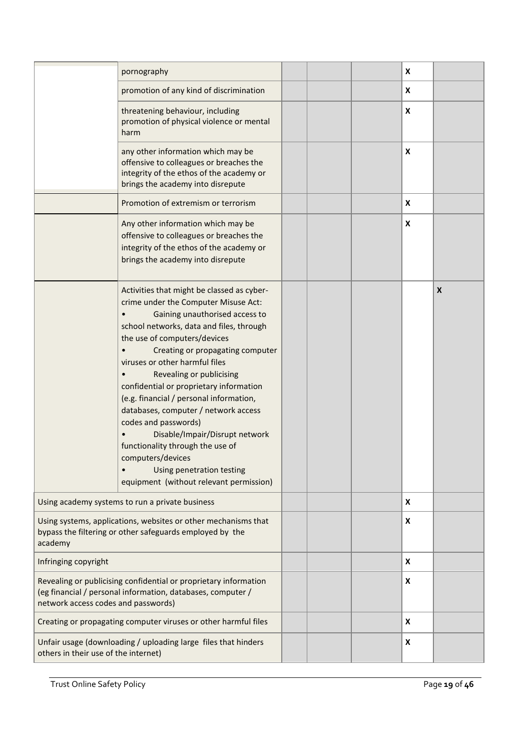| | | | | | | |
|---|---|---|---|---|---|---|
| | pornography | | | | X | |
| | promotion of any kind of discrimination | | | | X | |
| | threatening behaviour, including promotion of physical violence or mental harm | | | | X | |
| | any other information which may be offensive to colleagues or breaches the integrity of the ethos of the academy or brings the academy into disrepute | | | | X | |
| | Promotion of extremism or terrorism | | | | X | |
| | Any other information which may be offensive to colleagues or breaches the integrity of the ethos of the academy or brings the academy into disrepute | | | | X | |
| | Activities that might be classed as cyber-crime under the Computer Misuse Act:<br>• Gaining unauthorised access to school networks, data and files, through the use of computers/devices<br>• Creating or propagating computer viruses or other harmful files<br>• Revealing or publicising confidential or proprietary information (e.g. financial / personal information, databases, computer / network access codes and passwords)<br>• Disable/Impair/Disrupt network functionality through the use of computers/devices<br>• Using penetration testing equipment (without relevant permission) | | | | | X |
| Using academy systems to run a private business | | | | | X | |
| Using systems, applications, websites or other mechanisms that bypass the filtering or other safeguards employed by the academy | | | | | X | |
| Infringing copyright | | | | | X | |
| Revealing or publicising confidential or proprietary information (eg financial / personal information, databases, computer / network access codes and passwords) | | | | | X | |
| Creating or propagating computer viruses or other harmful files | | | | | X | |
| Unfair usage (downloading / uploading large files that hinders others in their use of the internet) | | | | | X | |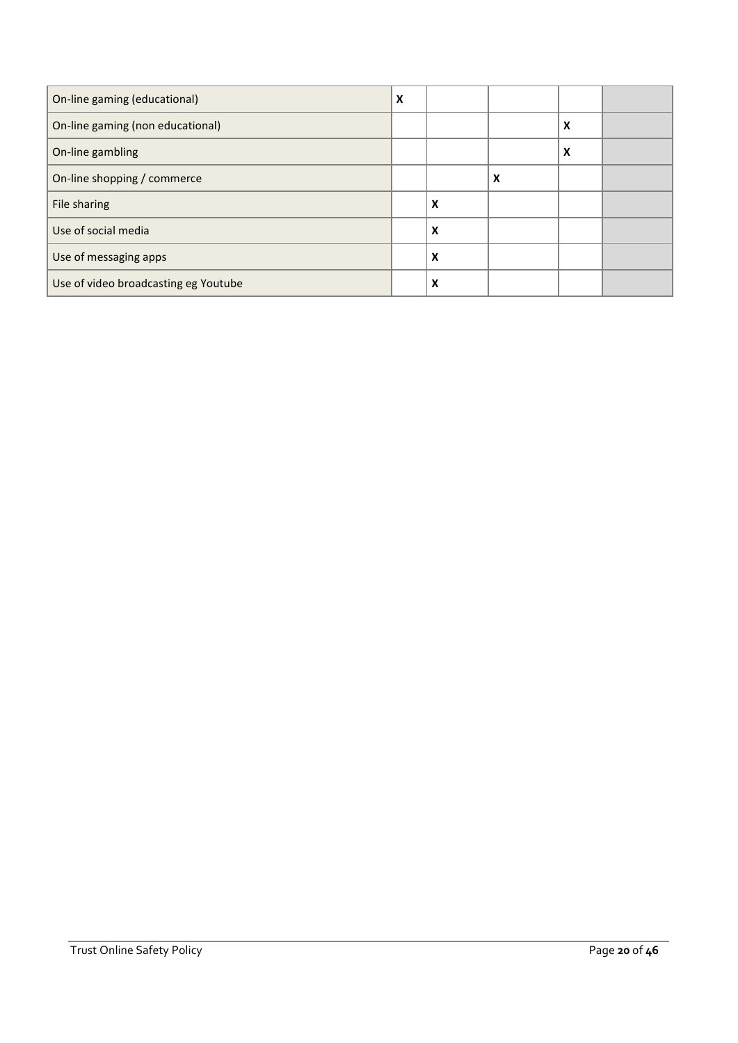| | | | | | |
|---|---|---|---|---|---|
| On-line gaming (educational) | **X** | | | | |
| On-line gaming (non educational) | | | | **X** | |
| On-line gambling | | | | **X** | |
| On-line shopping / commerce | | | **X** | | |
| File sharing | | **X** | | | |
| Use of social media | | **X** | | | |
| Use of messaging apps | | **X** | | | |
| Use of video broadcasting eg Youtube | | **X** | | | |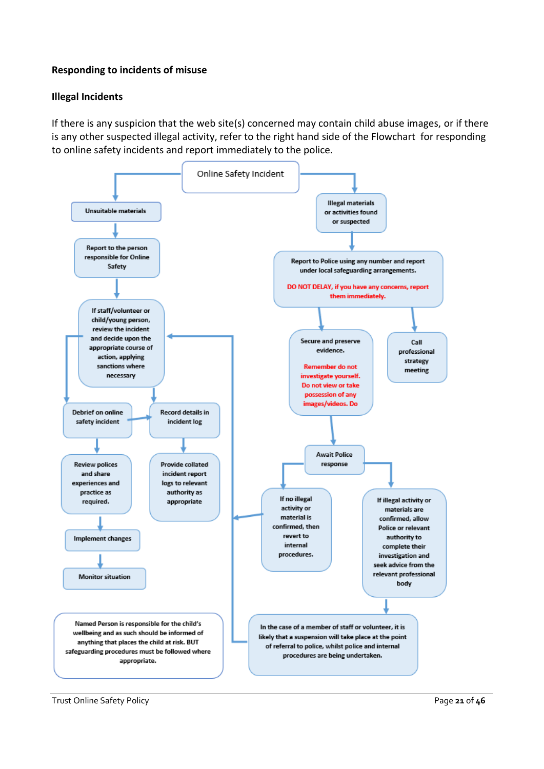### Responding to incidents of misuse

### Illegal Incidents

If there is any suspicion that the web site(s) concerned may contain child abuse images, or if there is any other suspected illegal activity, refer to the right hand side of the Flowchart for responding to online safety incidents and report immediately to the police.

**Online Safety Incident**

**Unsuitable materials**

- Report to the person responsible for Online Safety
- If staff/volunteer or child/young person, review the incident and decide upon the appropriate course of action, applying sanctions where necessary
- Debrief on online safety incident
- Record details in incident log
- Review polices and share experiences and practice as required.
- Provide collated incident report logs to relevant authority as appropriate
- Implement changes
- Monitor situation

**Illegal materials or activities found or suspected**

- Report to Police using any number and report under local safeguarding arrangements.
  DO NOT DELAY, if you have any concerns, report them immediately.
- Secure and preserve evidence.
  Remember do not investigate yourself. Do not view or take possession of any images/videos. Do
- Call professional strategy meeting
- Await Police response
- If no illegal activity or material is confirmed, then revert to internal procedures.
- If illegal activity or materials are confirmed, allow Police or relevant authority to complete their investigation and seek advice from the relevant professional body
- In the case of a member of staff or volunteer, it is likely that a suspension will take place at the point of referral to police, whilst police and internal procedures are being undertaken.

Named Person is responsible for the child's wellbeing and as such should be informed of anything that places the child at risk. BUT safeguarding procedures must be followed where appropriate.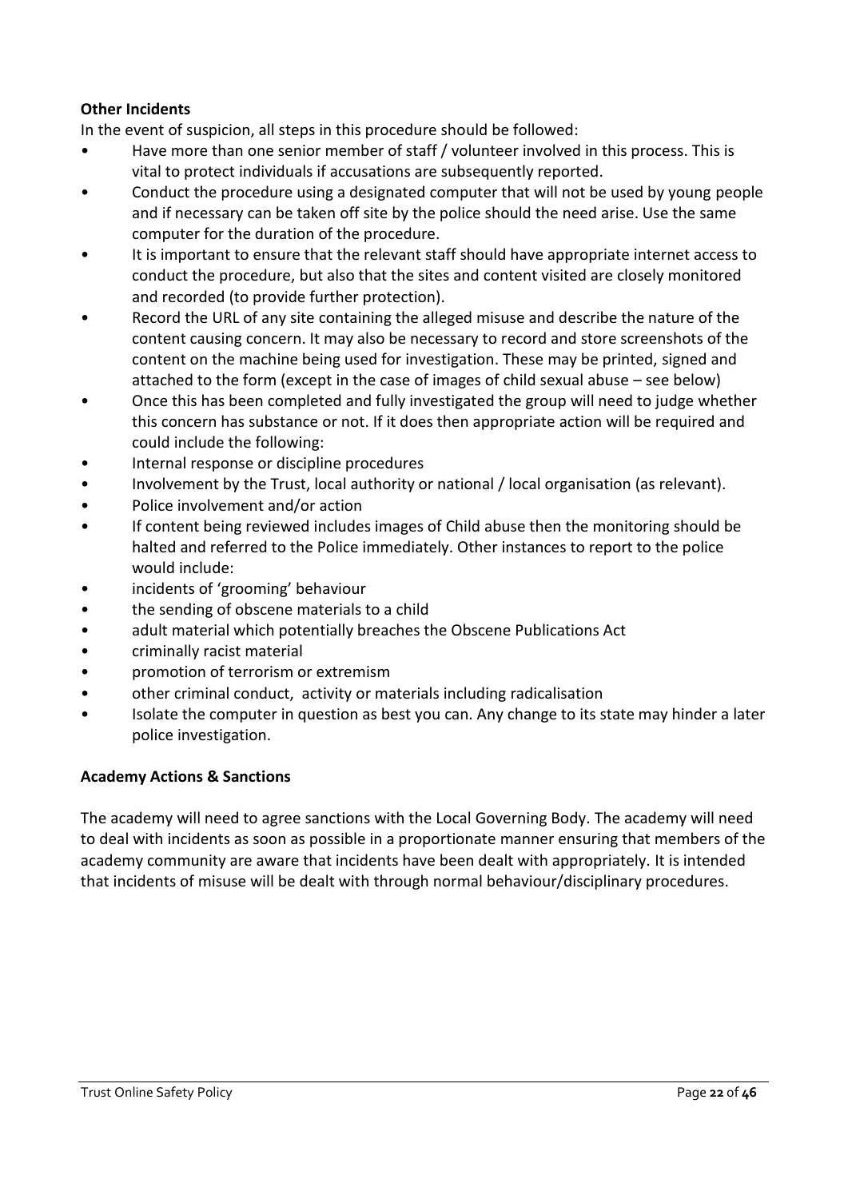**Other Incidents**

In the event of suspicion, all steps in this procedure should be followed:

- Have more than one senior member of staff / volunteer involved in this process. This is vital to protect individuals if accusations are subsequently reported.
- Conduct the procedure using a designated computer that will not be used by young people and if necessary can be taken off site by the police should the need arise. Use the same computer for the duration of the procedure.
- It is important to ensure that the relevant staff should have appropriate internet access to conduct the procedure, but also that the sites and content visited are closely monitored and recorded (to provide further protection).
- Record the URL of any site containing the alleged misuse and describe the nature of the content causing concern. It may also be necessary to record and store screenshots of the content on the machine being used for investigation. These may be printed, signed and attached to the form (except in the case of images of child sexual abuse – see below)
- Once this has been completed and fully investigated the group will need to judge whether this concern has substance or not. If it does then appropriate action will be required and could include the following:
- Internal response or discipline procedures
- Involvement by the Trust, local authority or national / local organisation (as relevant).
- Police involvement and/or action
- If content being reviewed includes images of Child abuse then the monitoring should be halted and referred to the Police immediately. Other instances to report to the police would include:
- incidents of 'grooming' behaviour
- the sending of obscene materials to a child
- adult material which potentially breaches the Obscene Publications Act
- criminally racist material
- promotion of terrorism or extremism
- other criminal conduct, activity or materials including radicalisation
- Isolate the computer in question as best you can. Any change to its state may hinder a later police investigation.

**Academy Actions & Sanctions**

The academy will need to agree sanctions with the Local Governing Body. The academy will need to deal with incidents as soon as possible in a proportionate manner ensuring that members of the academy community are aware that incidents have been dealt with appropriately. It is intended that incidents of misuse will be dealt with through normal behaviour/disciplinary procedures.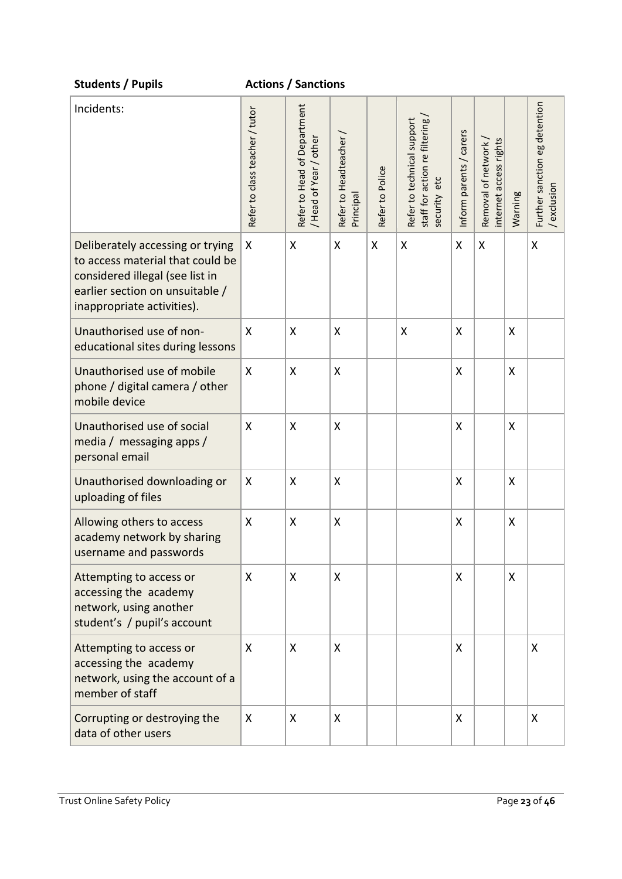**Students / Pupils** **Actions / Sanctions**

| Incidents: | Refer to class teacher / tutor | Refer to Head of Department / Head of Year / other | Refer to Headteacher / Principal | Refer to Police | Refer to technical support staff for action re filtering / security etc | Inform parents / carers | Removal of network / internet access rights | Warning | Further sanction eg detention / exclusion |
|---|---|---|---|---|---|---|---|---|---|
| Deliberately accessing or trying to access material that could be considered illegal (see list in earlier section on unsuitable / inappropriate activities). | X | X | X | X | X | X | X | | X |
| Unauthorised use of non-educational sites during lessons | X | X | X | | X | X | | X | |
| Unauthorised use of mobile phone / digital camera / other mobile device | X | X | X | | | X | | X | |
| Unauthorised use of social media / messaging apps / personal email | X | X | X | | | X | | X | |
| Unauthorised downloading or uploading of files | X | X | X | | | X | | X | |
| Allowing others to access academy network by sharing username and passwords | X | X | X | | | X | | X | |
| Attempting to access or accessing the academy network, using another student's / pupil's account | X | X | X | | | X | | X | |
| Attempting to access or accessing the academy network, using the account of a member of staff | X | X | X | | | X | | | X |
| Corrupting or destroying the data of other users | X | X | X | | | X | | | X |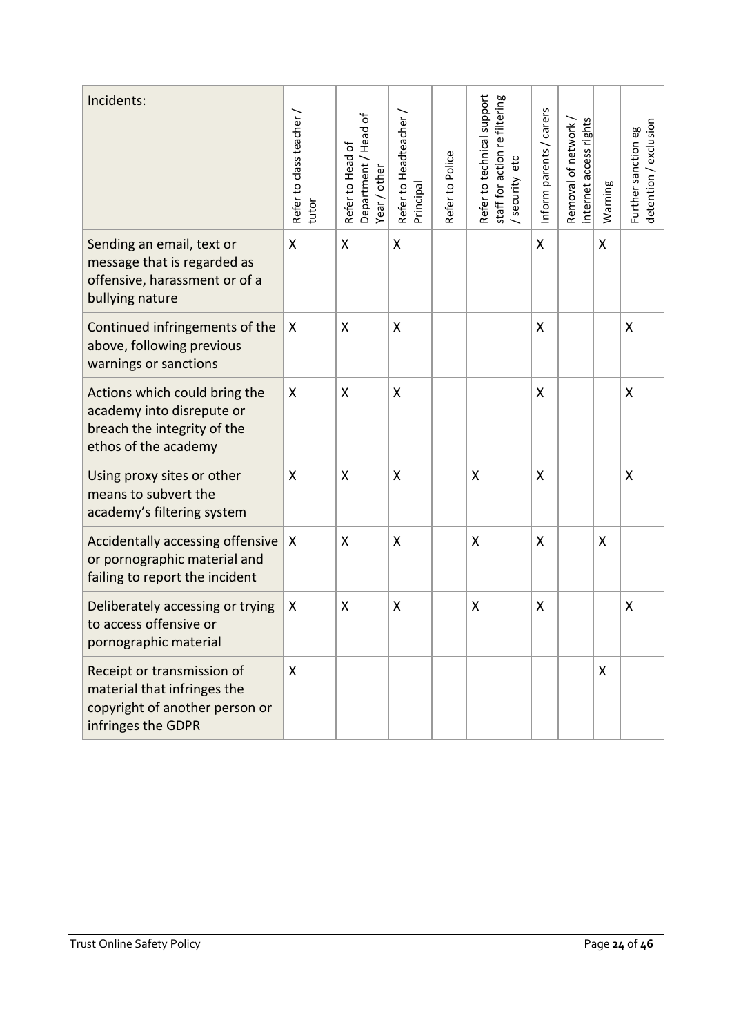| Incidents: | Refer to class teacher / tutor | Refer to Head of Department / Head of Year / other | Refer to Headteacher / Principal | Refer to Police | Refer to technical support staff for action re filtering / security etc | Inform parents / carers | Removal of network / internet access rights | Warning | Further sanction eg detention / exclusion |
|---|---|---|---|---|---|---|---|---|---|
| Sending an email, text or message that is regarded as offensive, harassment or of a bullying nature | X | X | X | | | X | | X | |
| Continued infringements of the above, following previous warnings or sanctions | X | X | X | | | X | | | X |
| Actions which could bring the academy into disrepute or breach the integrity of the ethos of the academy | X | X | X | | | X | | | X |
| Using proxy sites or other means to subvert the academy's filtering system | X | X | X | | X | X | | | X |
| Accidentally accessing offensive or pornographic material and failing to report the incident | X | X | X | | X | X | | X | |
| Deliberately accessing or trying to access offensive or pornographic material | X | X | X | | X | X | | | X |
| Receipt or transmission of material that infringes the copyright of another person or infringes the GDPR | X | | | | | | | X | |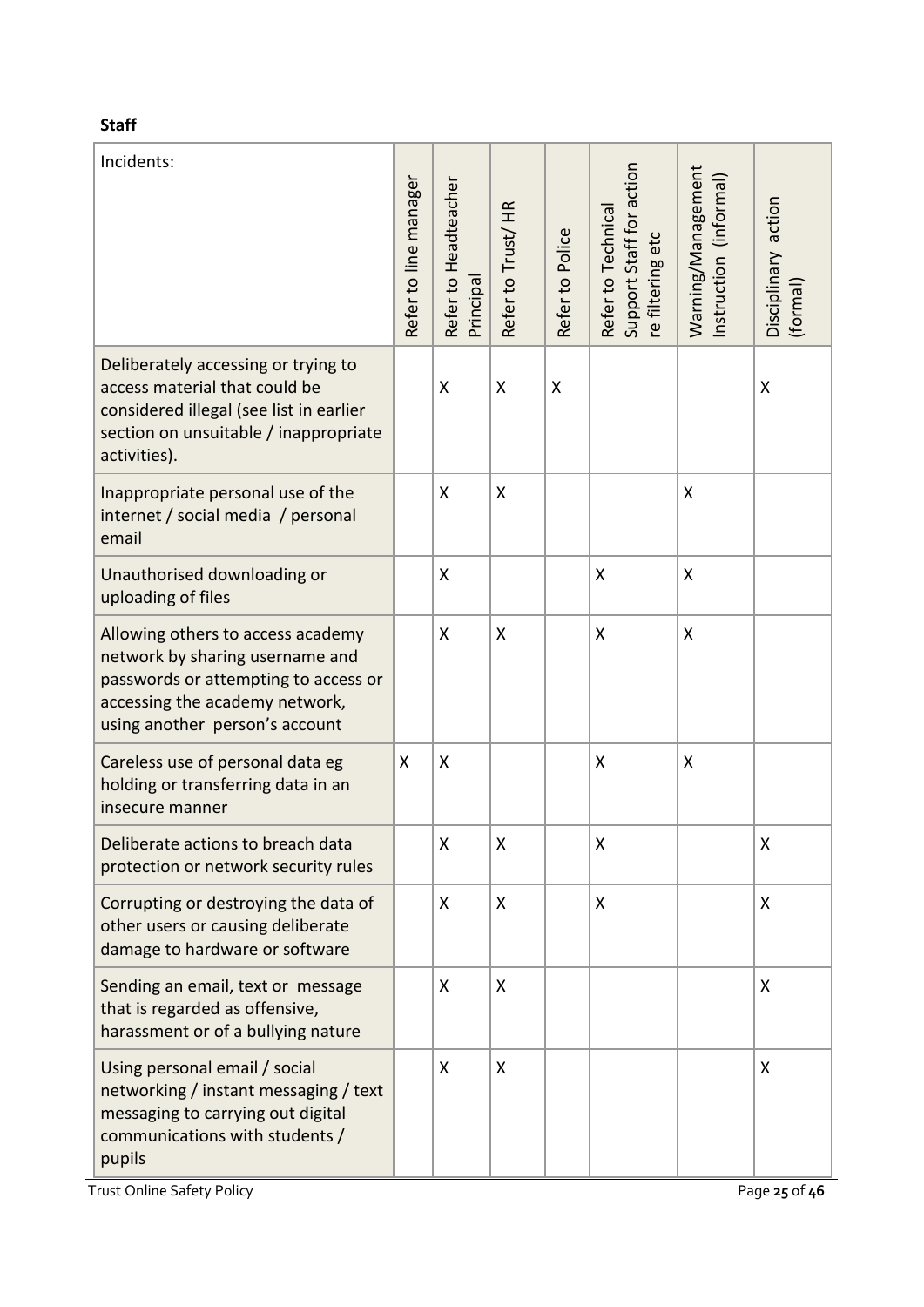**Staff**

| Incidents: | Refer to line manager | Refer to Headteacher Principal | Refer to Trust/ HR | Refer to Police | Refer to Technical Support Staff for action re filtering etc | Warning/Management Instruction (informal) | Disciplinary action (formal) |
|---|---|---|---|---|---|---|---|
| Deliberately accessing or trying to access material that could be considered illegal (see list in earlier section on unsuitable / inappropriate activities). | | X | X | X | | | X |
| Inappropriate personal use of the internet / social media / personal email | | X | X | | | X | |
| Unauthorised downloading or uploading of files | | X | | | X | X | |
| Allowing others to access academy network by sharing username and passwords or attempting to access or accessing the academy network, using another person's account | | X | X | | X | X | |
| Careless use of personal data eg holding or transferring data in an insecure manner | X | X | | | X | X | |
| Deliberate actions to breach data protection or network security rules | | X | X | | X | | X |
| Corrupting or destroying the data of other users or causing deliberate damage to hardware or software | | X | X | | X | | X |
| Sending an email, text or message that is regarded as offensive, harassment or of a bullying nature | | X | X | | | | X |
| Using personal email / social networking / instant messaging / text messaging to carrying out digital communications with students / pupils | | X | X | | | | X |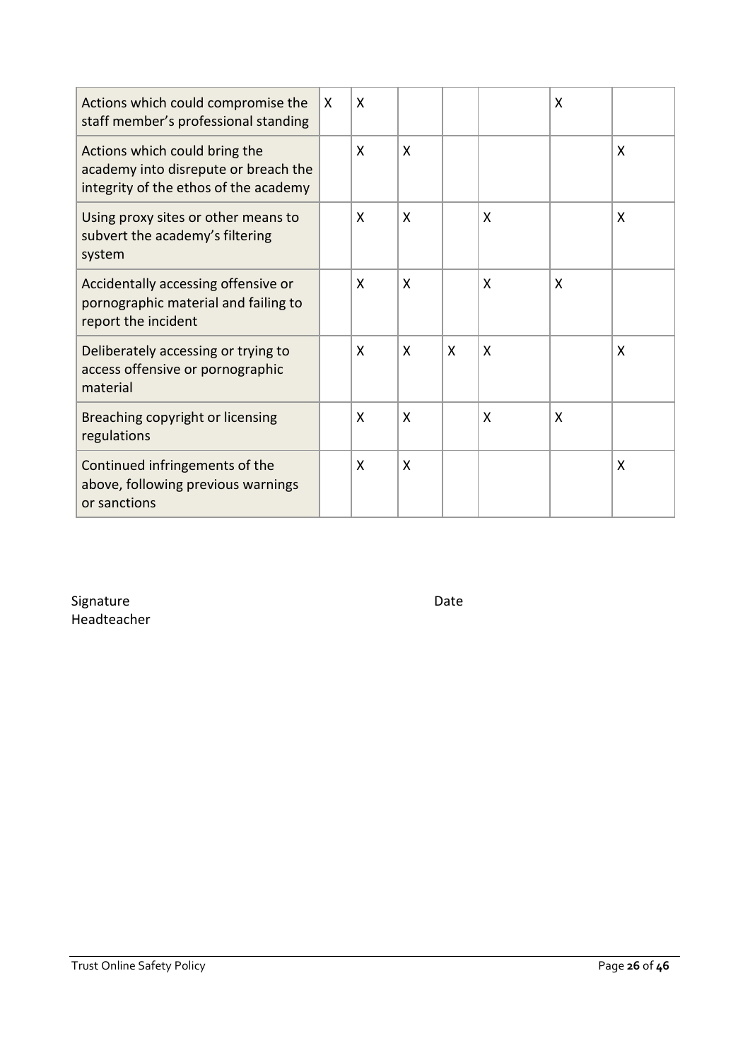| | | | | | | | |
|---|---|---|---|---|---|---|---|
| Actions which could compromise the staff member's professional standing | X | X | | | | X | |
| Actions which could bring the academy into disrepute or breach the integrity of the ethos of the academy | | X | X | | | | X |
| Using proxy sites or other means to subvert the academy's filtering system | | X | X | | X | | X |
| Accidentally accessing offensive or pornographic material and failing to report the incident | | X | X | | X | X | |
| Deliberately accessing or trying to access offensive or pornographic material | | X | X | X | X | | X |
| Breaching copyright or licensing regulations | | X | X | | X | X | |
| Continued infringements of the above, following previous warnings or sanctions | | X | X | | | | X |

Signature
Headteacher

Date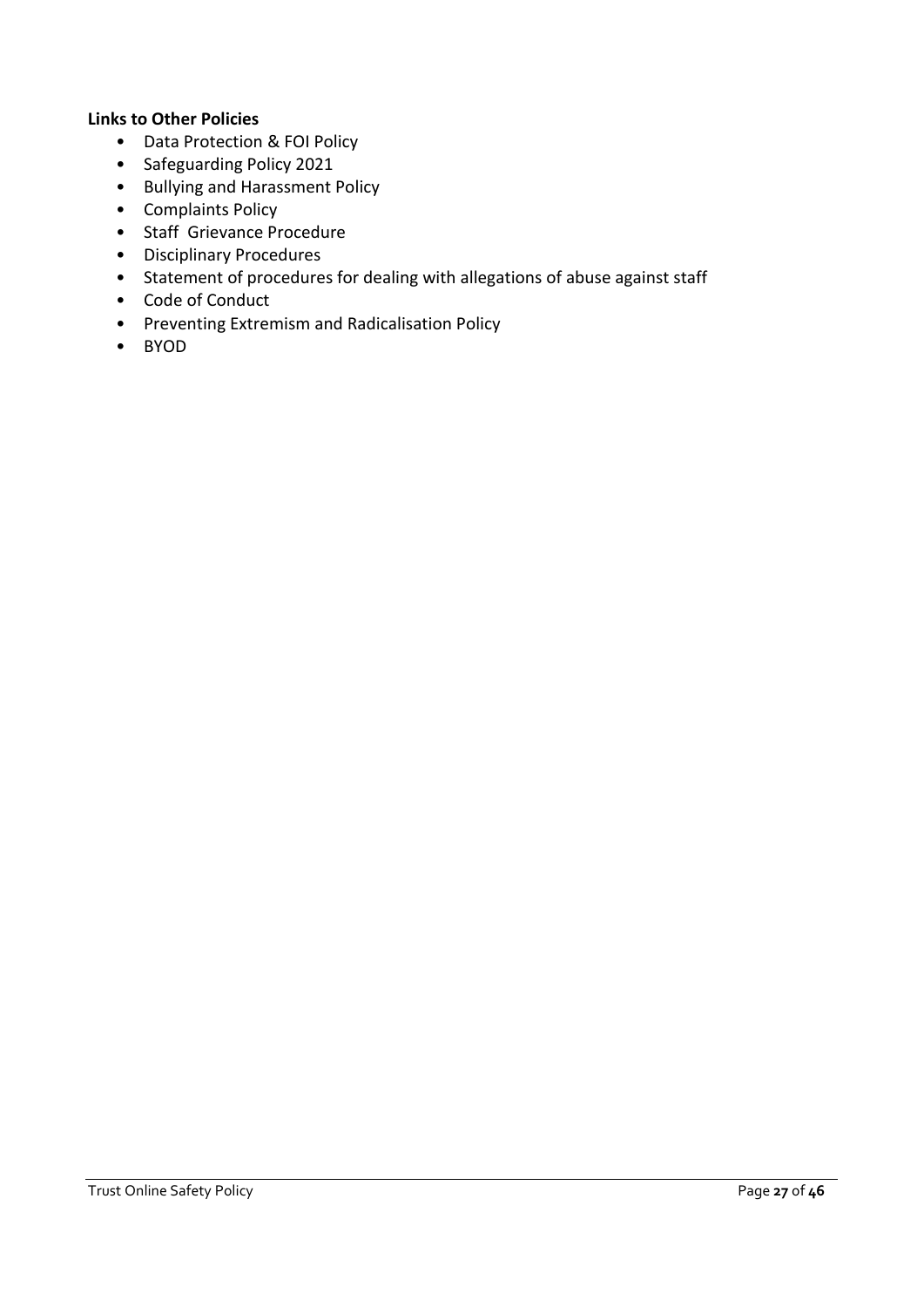**Links to Other Policies**

- Data Protection & FOI Policy
- Safeguarding Policy 2021
- Bullying and Harassment Policy
- Complaints Policy
- Staff Grievance Procedure
- Disciplinary Procedures
- Statement of procedures for dealing with allegations of abuse against staff
- Code of Conduct
- Preventing Extremism and Radicalisation Policy
- BYOD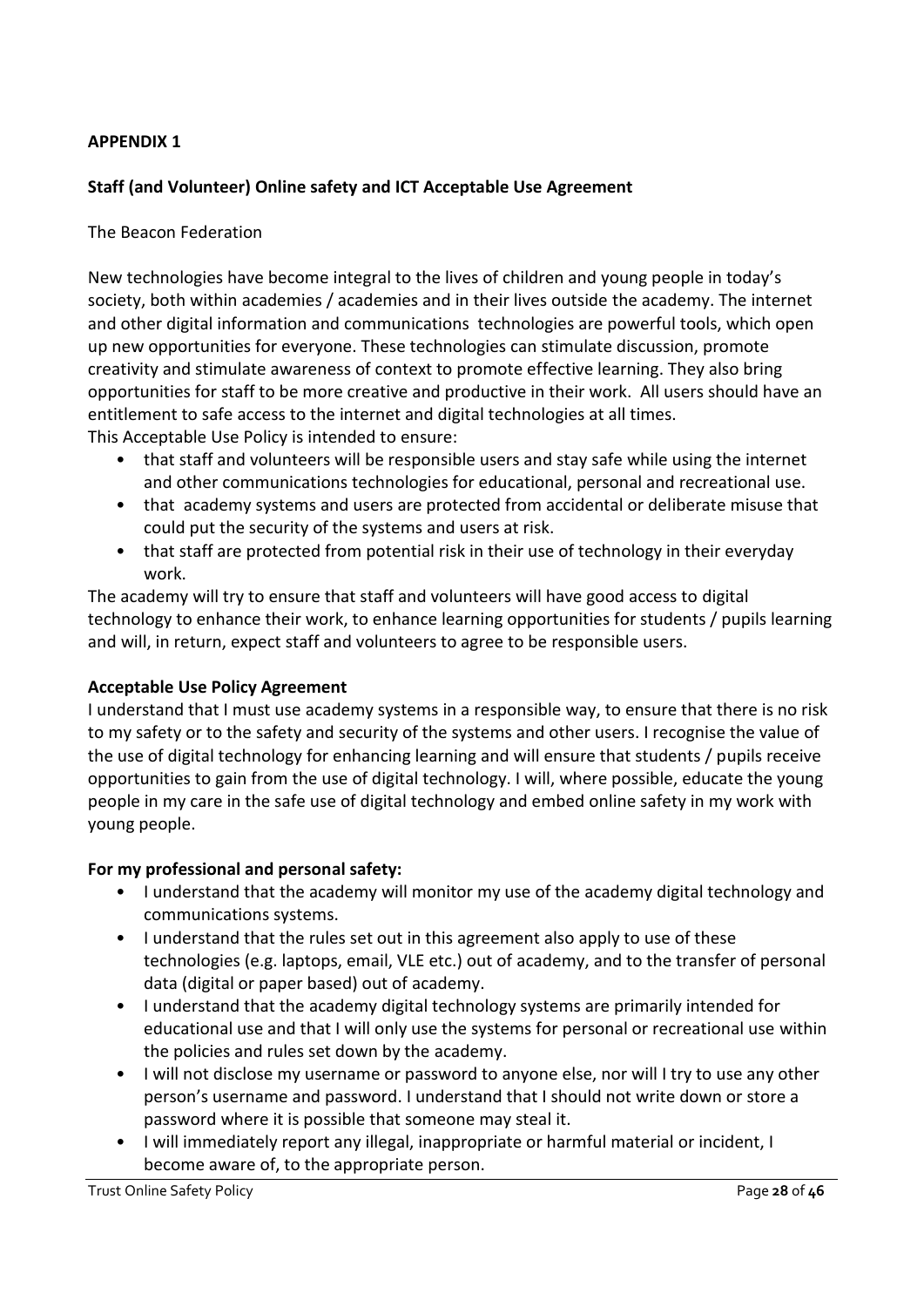**APPENDIX 1**

**Staff (and Volunteer) Online safety and ICT Acceptable Use Agreement**

The Beacon Federation

New technologies have become integral to the lives of children and young people in today's society, both within academies / academies and in their lives outside the academy. The internet and other digital information and communications technologies are powerful tools, which open up new opportunities for everyone. These technologies can stimulate discussion, promote creativity and stimulate awareness of context to promote effective learning. They also bring opportunities for staff to be more creative and productive in their work. All users should have an entitlement to safe access to the internet and digital technologies at all times.

This Acceptable Use Policy is intended to ensure:

- that staff and volunteers will be responsible users and stay safe while using the internet and other communications technologies for educational, personal and recreational use.
- that academy systems and users are protected from accidental or deliberate misuse that could put the security of the systems and users at risk.
- that staff are protected from potential risk in their use of technology in their everyday work.

The academy will try to ensure that staff and volunteers will have good access to digital technology to enhance their work, to enhance learning opportunities for students / pupils learning and will, in return, expect staff and volunteers to agree to be responsible users.

**Acceptable Use Policy Agreement**

I understand that I must use academy systems in a responsible way, to ensure that there is no risk to my safety or to the safety and security of the systems and other users. I recognise the value of the use of digital technology for enhancing learning and will ensure that students / pupils receive opportunities to gain from the use of digital technology. I will, where possible, educate the young people in my care in the safe use of digital technology and embed online safety in my work with young people.

**For my professional and personal safety:**

- I understand that the academy will monitor my use of the academy digital technology and communications systems.
- I understand that the rules set out in this agreement also apply to use of these technologies (e.g. laptops, email, VLE etc.) out of academy, and to the transfer of personal data (digital or paper based) out of academy.
- I understand that the academy digital technology systems are primarily intended for educational use and that I will only use the systems for personal or recreational use within the policies and rules set down by the academy.
- I will not disclose my username or password to anyone else, nor will I try to use any other person's username and password. I understand that I should not write down or store a password where it is possible that someone may steal it.
- I will immediately report any illegal, inappropriate or harmful material or incident, I become aware of, to the appropriate person.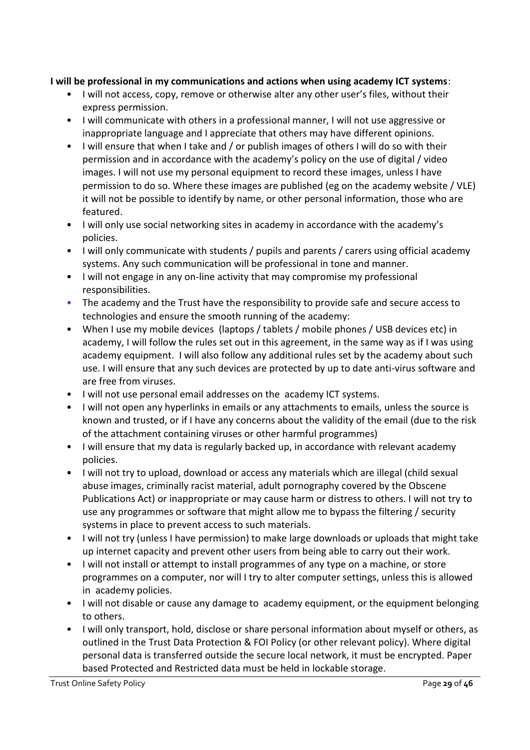**I will be professional in my communications and actions when using academy ICT systems**:

- I will not access, copy, remove or otherwise alter any other user's files, without their express permission.
- I will communicate with others in a professional manner, I will not use aggressive or inappropriate language and I appreciate that others may have different opinions.
- I will ensure that when I take and / or publish images of others I will do so with their permission and in accordance with the academy's policy on the use of digital / video images. I will not use my personal equipment to record these images, unless I have permission to do so. Where these images are published (eg on the academy website / VLE) it will not be possible to identify by name, or other personal information, those who are featured.
- I will only use social networking sites in academy in accordance with the academy's policies.
- I will only communicate with students / pupils and parents / carers using official academy systems. Any such communication will be professional in tone and manner.
- I will not engage in any on-line activity that may compromise my professional responsibilities.
- The academy and the Trust have the responsibility to provide safe and secure access to technologies and ensure the smooth running of the academy:
- When I use my mobile devices (laptops / tablets / mobile phones / USB devices etc) in academy, I will follow the rules set out in this agreement, in the same way as if I was using academy equipment. I will also follow any additional rules set by the academy about such use. I will ensure that any such devices are protected by up to date anti-virus software and are free from viruses.
- I will not use personal email addresses on the academy ICT systems.
- I will not open any hyperlinks in emails or any attachments to emails, unless the source is known and trusted, or if I have any concerns about the validity of the email (due to the risk of the attachment containing viruses or other harmful programmes)
- I will ensure that my data is regularly backed up, in accordance with relevant academy policies.
- I will not try to upload, download or access any materials which are illegal (child sexual abuse images, criminally racist material, adult pornography covered by the Obscene Publications Act) or inappropriate or may cause harm or distress to others. I will not try to use any programmes or software that might allow me to bypass the filtering / security systems in place to prevent access to such materials.
- I will not try (unless I have permission) to make large downloads or uploads that might take up internet capacity and prevent other users from being able to carry out their work.
- I will not install or attempt to install programmes of any type on a machine, or store programmes on a computer, nor will I try to alter computer settings, unless this is allowed in academy policies.
- I will not disable or cause any damage to academy equipment, or the equipment belonging to others.
- I will only transport, hold, disclose or share personal information about myself or others, as outlined in the Trust Data Protection & FOI Policy (or other relevant policy). Where digital personal data is transferred outside the secure local network, it must be encrypted. Paper based Protected and Restricted data must be held in lockable storage.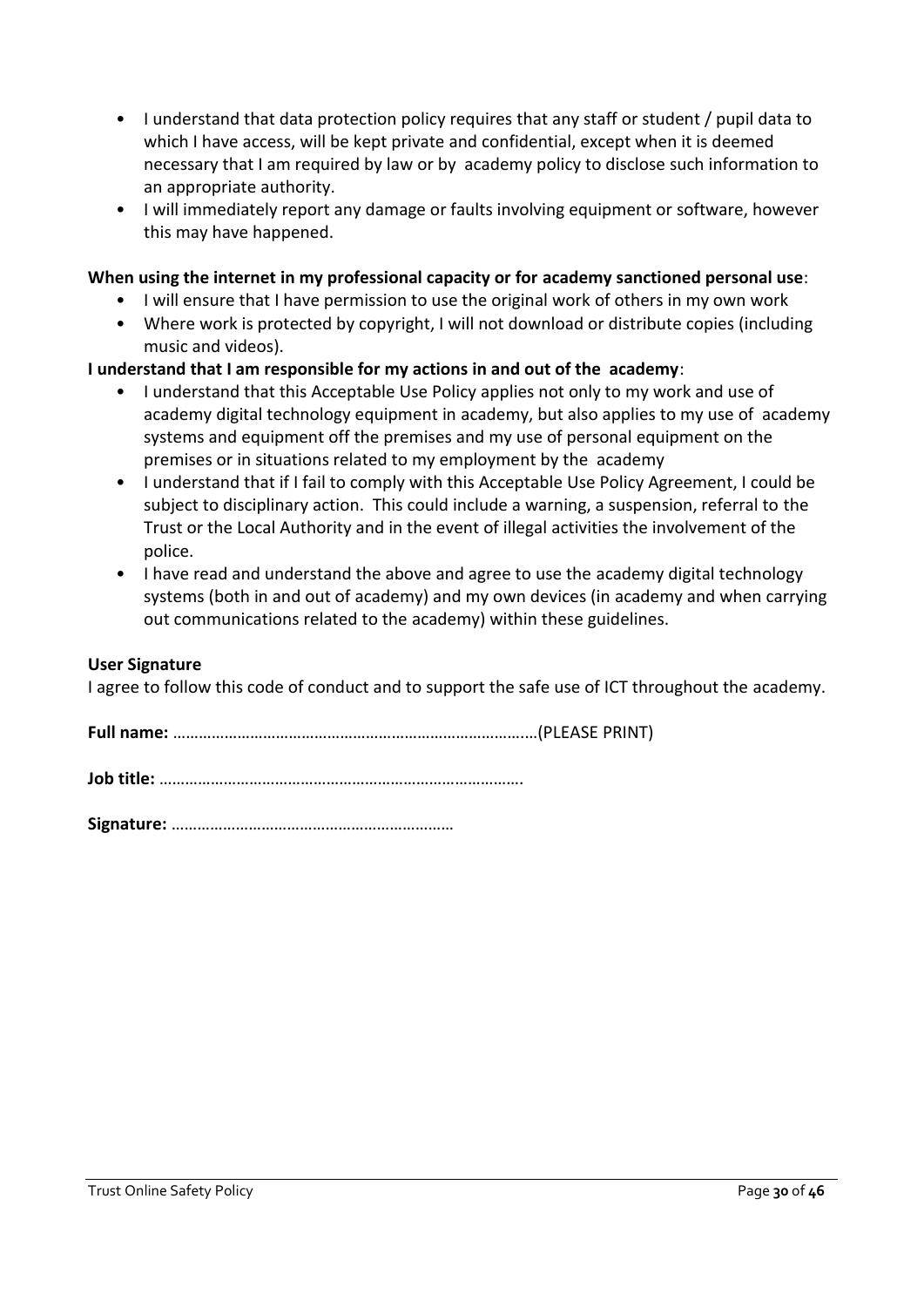- I understand that data protection policy requires that any staff or student / pupil data to which I have access, will be kept private and confidential, except when it is deemed necessary that I am required by law or by academy policy to disclose such information to an appropriate authority.
- I will immediately report any damage or faults involving equipment or software, however this may have happened.

**When using the internet in my professional capacity or for academy sanctioned personal use**:

- I will ensure that I have permission to use the original work of others in my own work
- Where work is protected by copyright, I will not download or distribute copies (including music and videos).

**I understand that I am responsible for my actions in and out of the academy**:

- I understand that this Acceptable Use Policy applies not only to my work and use of academy digital technology equipment in academy, but also applies to my use of academy systems and equipment off the premises and my use of personal equipment on the premises or in situations related to my employment by the academy
- I understand that if I fail to comply with this Acceptable Use Policy Agreement, I could be subject to disciplinary action. This could include a warning, a suspension, referral to the Trust or the Local Authority and in the event of illegal activities the involvement of the police.
- I have read and understand the above and agree to use the academy digital technology systems (both in and out of academy) and my own devices (in academy and when carrying out communications related to the academy) within these guidelines.

**User Signature**

I agree to follow this code of conduct and to support the safe use of ICT throughout the academy.

**Full name:** ………………………………………………………………………..(PLEASE PRINT)

**Job title:** ………………………………………………………………………….

**Signature:** …………………………………………………………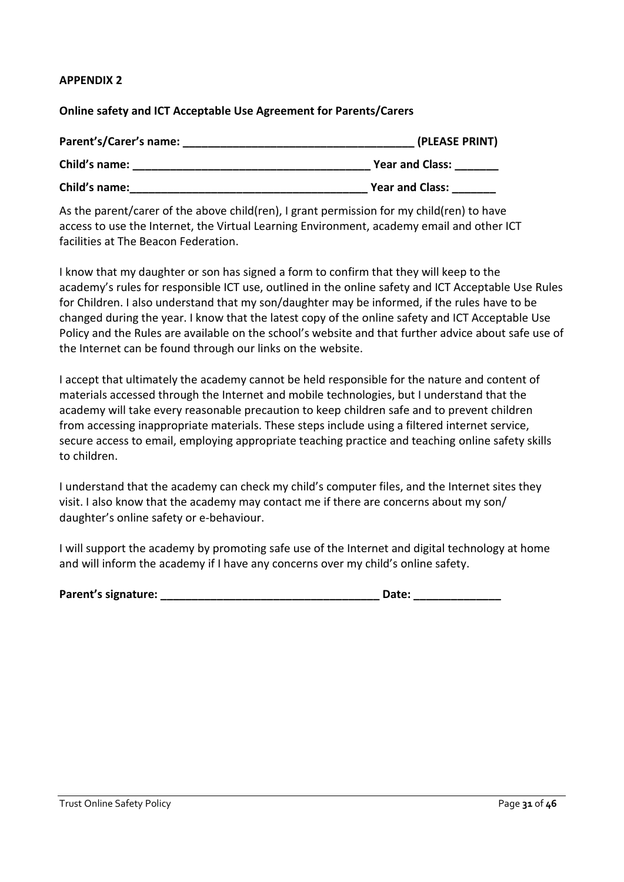**APPENDIX 2**

**Online safety and ICT Acceptable Use Agreement for Parents/Carers**

**Parent's/Carer's name: \_\_\_\_\_\_\_\_\_\_\_\_\_\_\_\_\_\_\_\_\_\_\_\_\_\_\_\_\_\_\_\_\_\_\_\_\_ (PLEASE PRINT)**

**Child's name: \_\_\_\_\_\_\_\_\_\_\_\_\_\_\_\_\_\_\_\_\_\_\_\_\_\_\_\_\_\_\_\_\_\_\_\_\_\_ Year and Class: \_\_\_\_\_\_\_**

**Child's name:\_\_\_\_\_\_\_\_\_\_\_\_\_\_\_\_\_\_\_\_\_\_\_\_\_\_\_\_\_\_\_\_\_\_\_\_\_\_ Year and Class: \_\_\_\_\_\_\_**

As the parent/carer of the above child(ren), I grant permission for my child(ren) to have access to use the Internet, the Virtual Learning Environment, academy email and other ICT facilities at The Beacon Federation.

I know that my daughter or son has signed a form to confirm that they will keep to the academy's rules for responsible ICT use, outlined in the online safety and ICT Acceptable Use Rules for Children. I also understand that my son/daughter may be informed, if the rules have to be changed during the year. I know that the latest copy of the online safety and ICT Acceptable Use Policy and the Rules are available on the school's website and that further advice about safe use of the Internet can be found through our links on the website.

I accept that ultimately the academy cannot be held responsible for the nature and content of materials accessed through the Internet and mobile technologies, but I understand that the academy will take every reasonable precaution to keep children safe and to prevent children from accessing inappropriate materials. These steps include using a filtered internet service, secure access to email, employing appropriate teaching practice and teaching online safety skills to children.

I understand that the academy can check my child's computer files, and the Internet sites they visit. I also know that the academy may contact me if there are concerns about my son/ daughter's online safety or e-behaviour.

I will support the academy by promoting safe use of the Internet and digital technology at home and will inform the academy if I have any concerns over my child's online safety.

**Parent's signature: \_\_\_\_\_\_\_\_\_\_\_\_\_\_\_\_\_\_\_\_\_\_\_\_\_\_\_\_\_\_\_\_\_\_\_ Date: \_\_\_\_\_\_\_\_\_\_\_\_\_\_**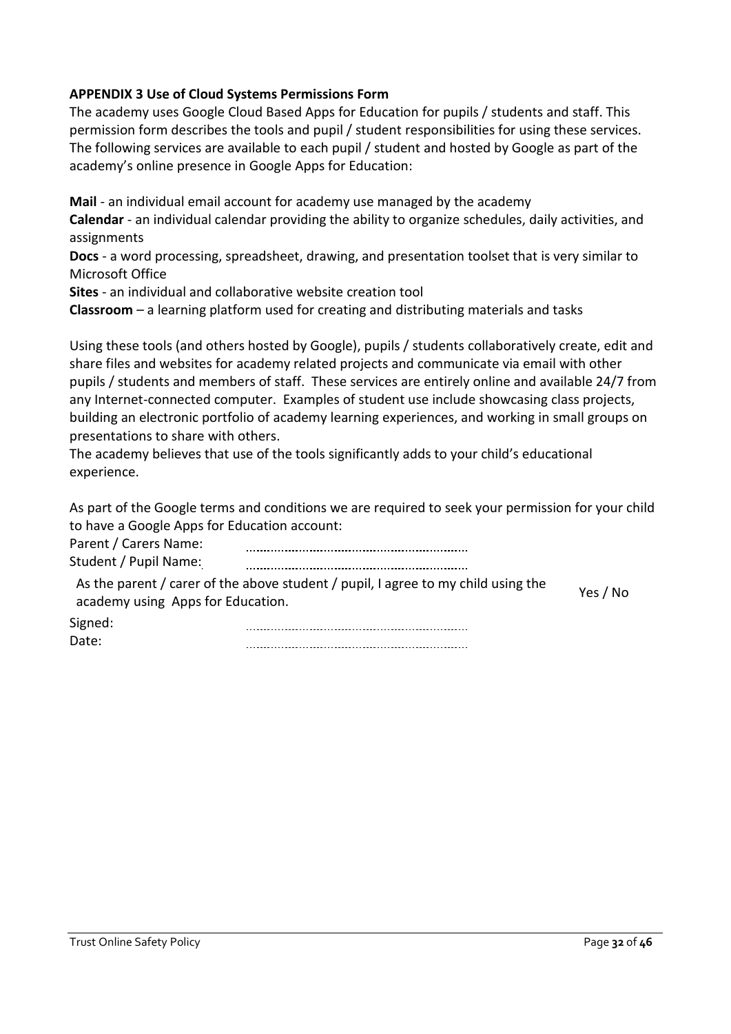**APPENDIX 3 Use of Cloud Systems Permissions Form**

The academy uses Google Cloud Based Apps for Education for pupils / students and staff. This permission form describes the tools and pupil / student responsibilities for using these services. The following services are available to each pupil / student and hosted by Google as part of the academy's online presence in Google Apps for Education:

**Mail** - an individual email account for academy use managed by the academy

**Calendar** - an individual calendar providing the ability to organize schedules, daily activities, and assignments

**Docs** - a word processing, spreadsheet, drawing, and presentation toolset that is very similar to Microsoft Office

**Sites** - an individual and collaborative website creation tool

**Classroom** – a learning platform used for creating and distributing materials and tasks

Using these tools (and others hosted by Google), pupils / students collaboratively create, edit and share files and websites for academy related projects and communicate via email with other pupils / students and members of staff. These services are entirely online and available 24/7 from any Internet-connected computer. Examples of student use include showcasing class projects, building an electronic portfolio of academy learning experiences, and working in small groups on presentations to share with others.

The academy believes that use of the tools significantly adds to your child's educational experience.

As part of the Google terms and conditions we are required to seek your permission for your child to have a Google Apps for Education account:

Parent / Carers Name: ..........................................................

Student / Pupil Name: ..........................................................

| As the parent / carer of the above student / pupil, I agree to my child using the academy using Apps for Education. | Yes / No |
|---|---|

Signed: ..........................................................

Date: ..........................................................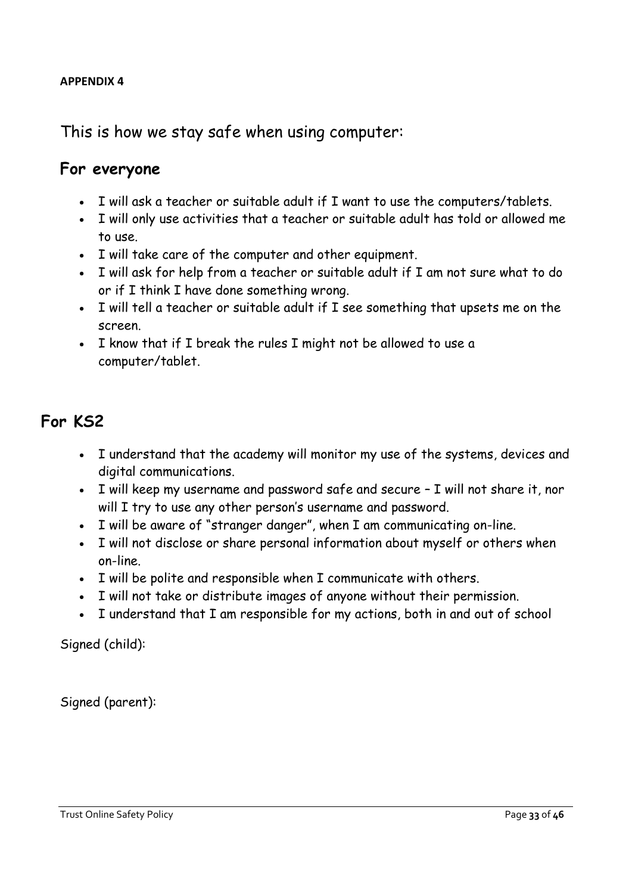**APPENDIX 4**

# This is how we stay safe when using computer:

## For everyone

- I will ask a teacher or suitable adult if I want to use the computers/tablets.
- I will only use activities that a teacher or suitable adult has told or allowed me to use.
- I will take care of the computer and other equipment.
- I will ask for help from a teacher or suitable adult if I am not sure what to do or if I think I have done something wrong.
- I will tell a teacher or suitable adult if I see something that upsets me on the screen.
- I know that if I break the rules I might not be allowed to use a computer/tablet.

## For KS2

- I understand that the academy will monitor my use of the systems, devices and digital communications.
- I will keep my username and password safe and secure – I will not share it, nor will I try to use any other person's username and password.
- I will be aware of "stranger danger", when I am communicating on-line.
- I will not disclose or share personal information about myself or others when on-line.
- I will be polite and responsible when I communicate with others.
- I will not take or distribute images of anyone without their permission.
- I understand that I am responsible for my actions, both in and out of school

Signed (child):

Signed (parent):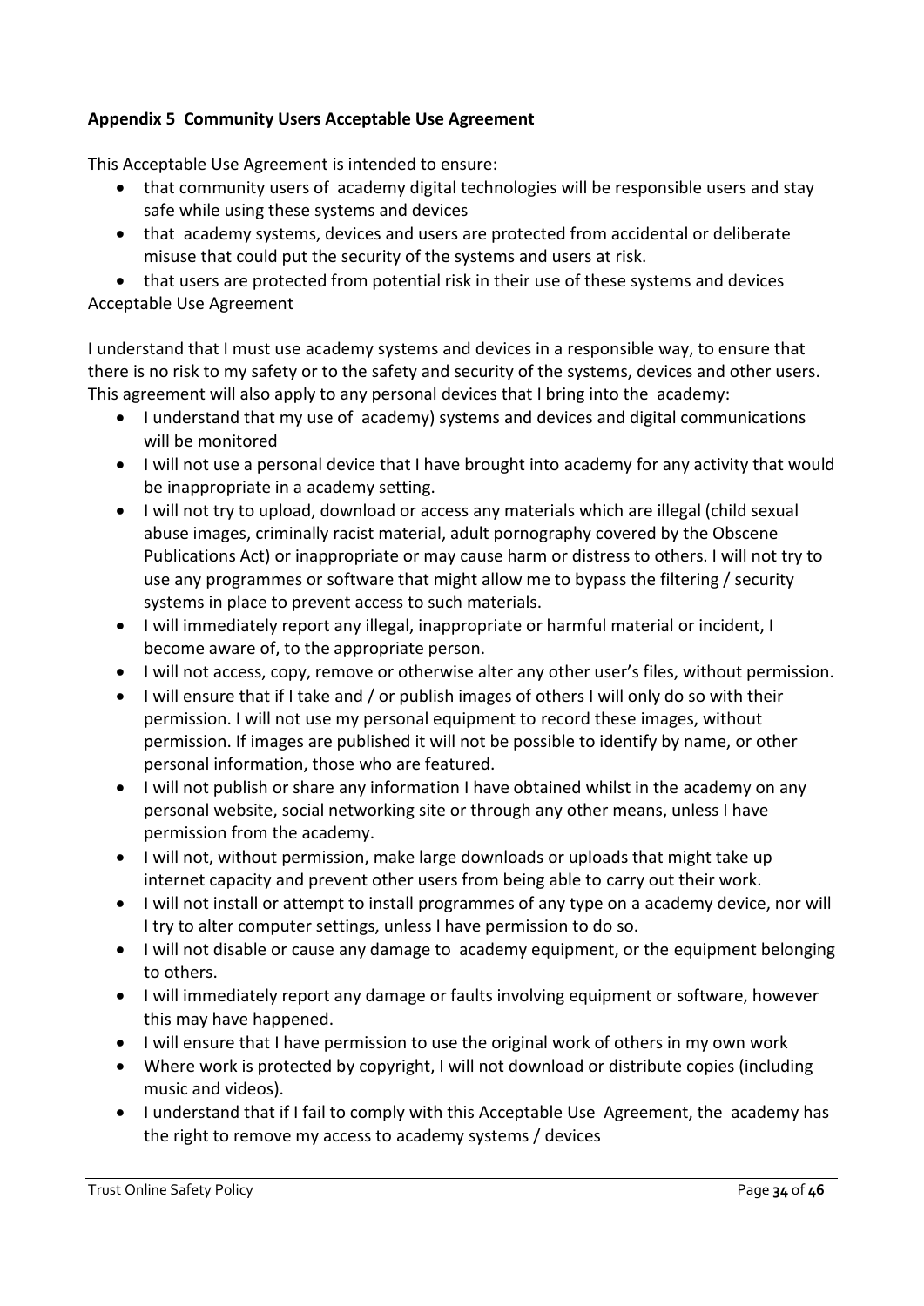**Appendix 5 Community Users Acceptable Use Agreement**

This Acceptable Use Agreement is intended to ensure:

- that community users of academy digital technologies will be responsible users and stay safe while using these systems and devices
- that academy systems, devices and users are protected from accidental or deliberate misuse that could put the security of the systems and users at risk.
- that users are protected from potential risk in their use of these systems and devices

Acceptable Use Agreement

I understand that I must use academy systems and devices in a responsible way, to ensure that there is no risk to my safety or to the safety and security of the systems, devices and other users. This agreement will also apply to any personal devices that I bring into the academy:

- I understand that my use of academy) systems and devices and digital communications will be monitored
- I will not use a personal device that I have brought into academy for any activity that would be inappropriate in a academy setting.
- I will not try to upload, download or access any materials which are illegal (child sexual abuse images, criminally racist material, adult pornography covered by the Obscene Publications Act) or inappropriate or may cause harm or distress to others. I will not try to use any programmes or software that might allow me to bypass the filtering / security systems in place to prevent access to such materials.
- I will immediately report any illegal, inappropriate or harmful material or incident, I become aware of, to the appropriate person.
- I will not access, copy, remove or otherwise alter any other user's files, without permission.
- I will ensure that if I take and / or publish images of others I will only do so with their permission. I will not use my personal equipment to record these images, without permission. If images are published it will not be possible to identify by name, or other personal information, those who are featured.
- I will not publish or share any information I have obtained whilst in the academy on any personal website, social networking site or through any other means, unless I have permission from the academy.
- I will not, without permission, make large downloads or uploads that might take up internet capacity and prevent other users from being able to carry out their work.
- I will not install or attempt to install programmes of any type on a academy device, nor will I try to alter computer settings, unless I have permission to do so.
- I will not disable or cause any damage to academy equipment, or the equipment belonging to others.
- I will immediately report any damage or faults involving equipment or software, however this may have happened.
- I will ensure that I have permission to use the original work of others in my own work
- Where work is protected by copyright, I will not download or distribute copies (including music and videos).
- I understand that if I fail to comply with this Acceptable Use Agreement, the academy has the right to remove my access to academy systems / devices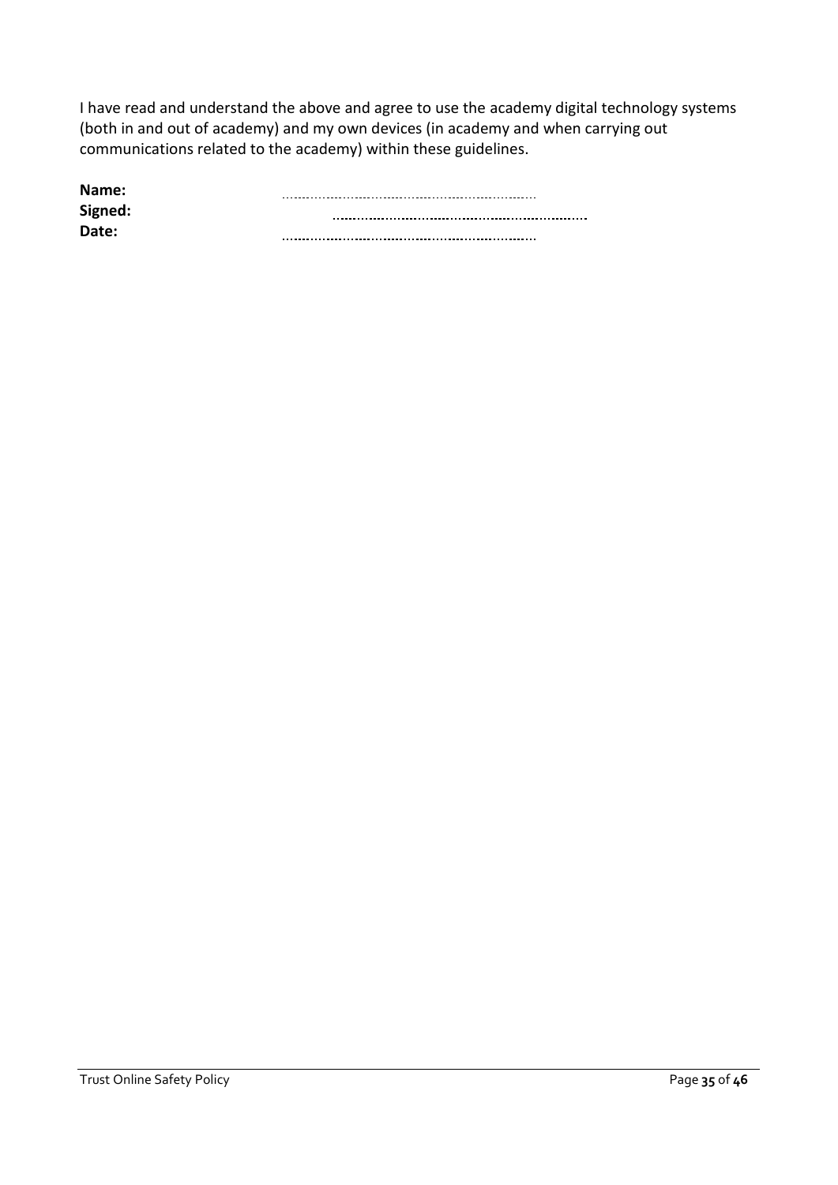I have read and understand the above and agree to use the academy digital technology systems (both in and out of academy) and my own devices (in academy and when carrying out communications related to the academy) within these guidelines.

**Name:** ………………………………………………………

**Signed:** ………………………………………………………

**Date:** ………………………………………………………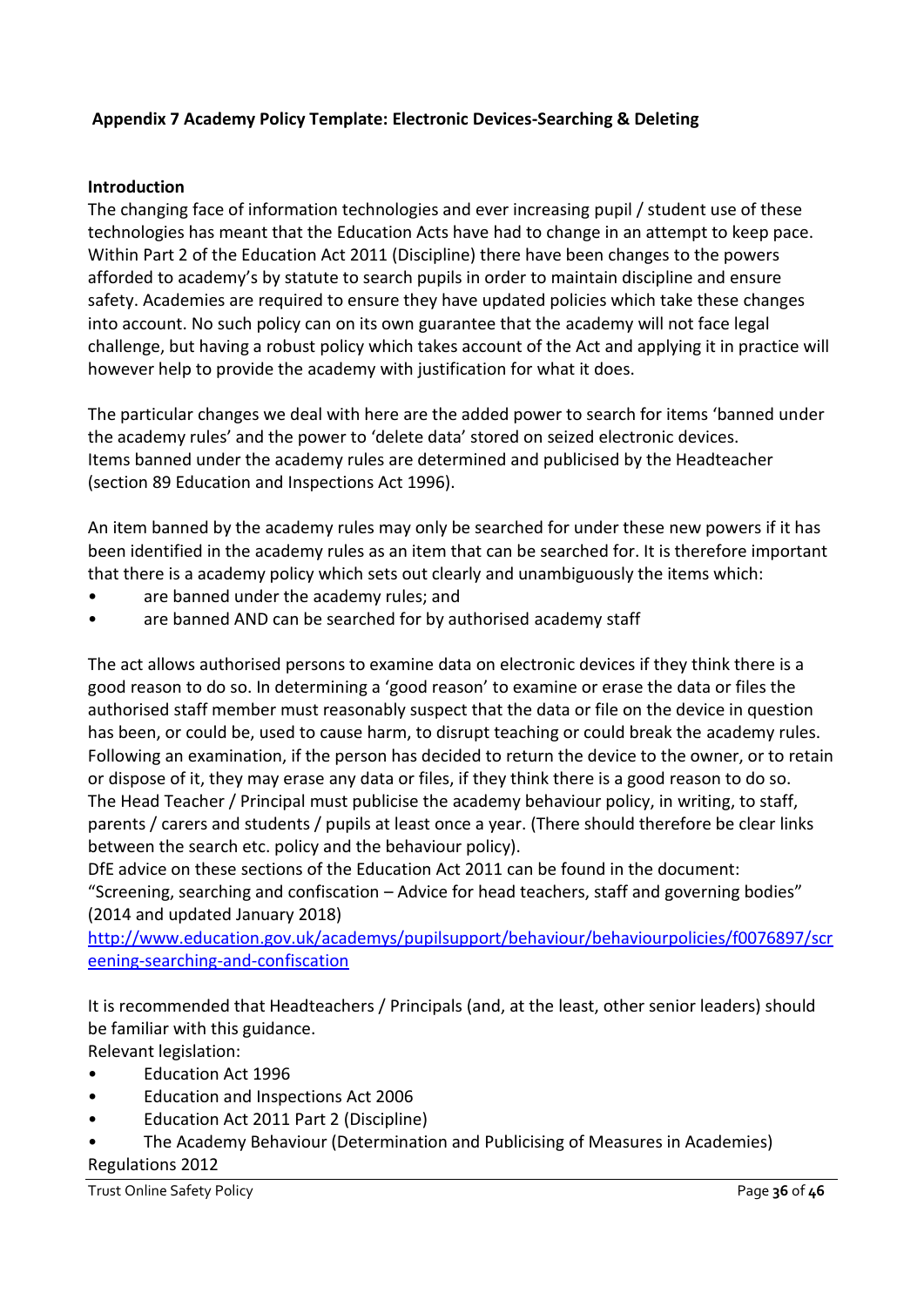## Appendix 7 Academy Policy Template: Electronic Devices-Searching & Deleting

**Introduction**

The changing face of information technologies and ever increasing pupil / student use of these technologies has meant that the Education Acts have had to change in an attempt to keep pace. Within Part 2 of the Education Act 2011 (Discipline) there have been changes to the powers afforded to academy's by statute to search pupils in order to maintain discipline and ensure safety. Academies are required to ensure they have updated policies which take these changes into account. No such policy can on its own guarantee that the academy will not face legal challenge, but having a robust policy which takes account of the Act and applying it in practice will however help to provide the academy with justification for what it does.

The particular changes we deal with here are the added power to search for items 'banned under the academy rules' and the power to 'delete data' stored on seized electronic devices.
Items banned under the academy rules are determined and publicised by the Headteacher (section 89 Education and Inspections Act 1996).

An item banned by the academy rules may only be searched for under these new powers if it has been identified in the academy rules as an item that can be searched for. It is therefore important that there is a academy policy which sets out clearly and unambiguously the items which:

- are banned under the academy rules; and
- are banned AND can be searched for by authorised academy staff

The act allows authorised persons to examine data on electronic devices if they think there is a good reason to do so. In determining a 'good reason' to examine or erase the data or files the authorised staff member must reasonably suspect that the data or file on the device in question has been, or could be, used to cause harm, to disrupt teaching or could break the academy rules.
Following an examination, if the person has decided to return the device to the owner, or to retain or dispose of it, they may erase any data or files, if they think there is a good reason to do so.
The Head Teacher / Principal must publicise the academy behaviour policy, in writing, to staff, parents / carers and students / pupils at least once a year. (There should therefore be clear links between the search etc. policy and the behaviour policy).
DfE advice on these sections of the Education Act 2011 can be found in the document: "Screening, searching and confiscation – Advice for head teachers, staff and governing bodies" (2014 and updated January 2018)
http://www.education.gov.uk/academys/pupilsupport/behaviour/behaviourpolicies/f0076897/screening-searching-and-confiscation

It is recommended that Headteachers / Principals (and, at the least, other senior leaders) should be familiar with this guidance.
Relevant legislation:

- Education Act 1996
- Education and Inspections Act 2006
- Education Act 2011 Part 2 (Discipline)
- The Academy Behaviour (Determination and Publicising of Measures in Academies) Regulations 2012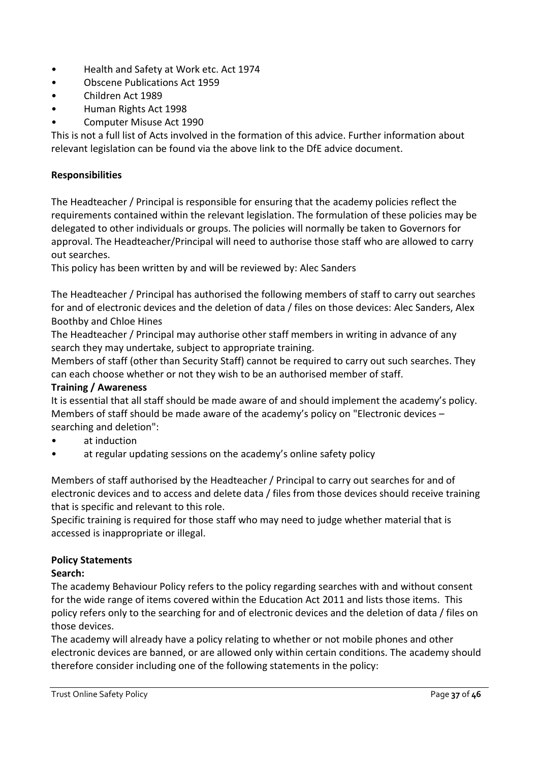- Health and Safety at Work etc. Act 1974
- Obscene Publications Act 1959
- Children Act 1989
- Human Rights Act 1998
- Computer Misuse Act 1990

This is not a full list of Acts involved in the formation of this advice. Further information about relevant legislation can be found via the above link to the DfE advice document.

**Responsibilities**

The Headteacher / Principal is responsible for ensuring that the academy policies reflect the requirements contained within the relevant legislation. The formulation of these policies may be delegated to other individuals or groups. The policies will normally be taken to Governors for approval. The Headteacher/Principal will need to authorise those staff who are allowed to carry out searches.

This policy has been written by and will be reviewed by: Alec Sanders

The Headteacher / Principal has authorised the following members of staff to carry out searches for and of electronic devices and the deletion of data / files on those devices: Alec Sanders, Alex Boothby and Chloe Hines

The Headteacher / Principal may authorise other staff members in writing in advance of any search they may undertake, subject to appropriate training.

Members of staff (other than Security Staff) cannot be required to carry out such searches. They can each choose whether or not they wish to be an authorised member of staff.

**Training / Awareness**

It is essential that all staff should be made aware of and should implement the academy's policy. Members of staff should be made aware of the academy's policy on "Electronic devices – searching and deletion":

- at induction
- at regular updating sessions on the academy's online safety policy

Members of staff authorised by the Headteacher / Principal to carry out searches for and of electronic devices and to access and delete data / files from those devices should receive training that is specific and relevant to this role.

Specific training is required for those staff who may need to judge whether material that is accessed is inappropriate or illegal.

**Policy Statements**

**Search:**

The academy Behaviour Policy refers to the policy regarding searches with and without consent for the wide range of items covered within the Education Act 2011 and lists those items. This policy refers only to the searching for and of electronic devices and the deletion of data / files on those devices.

The academy will already have a policy relating to whether or not mobile phones and other electronic devices are banned, or are allowed only within certain conditions. The academy should therefore consider including one of the following statements in the policy: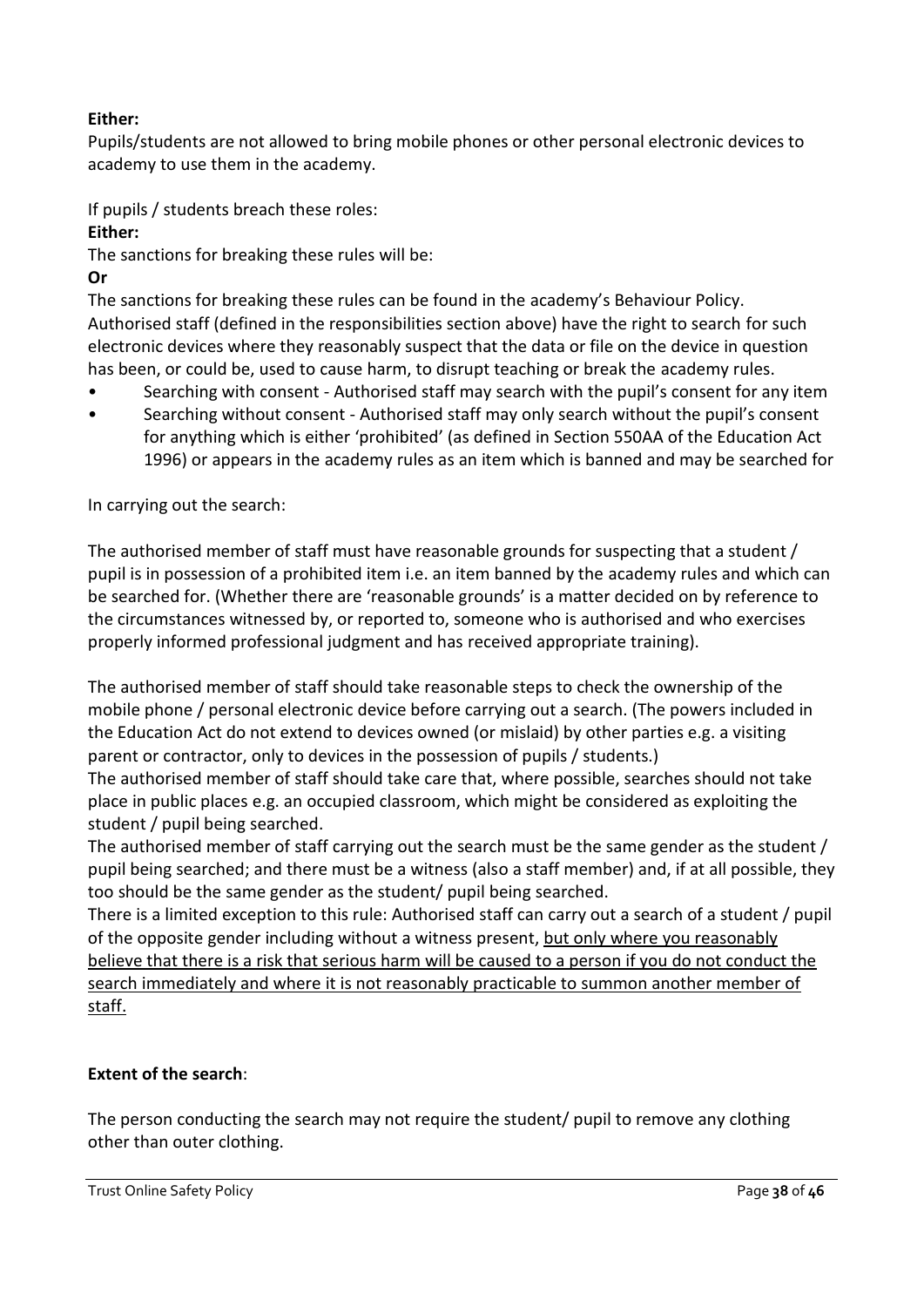**Either:**
Pupils/students are not allowed to bring mobile phones or other personal electronic devices to academy to use them in the academy.

If pupils / students breach these roles:

**Either:**

The sanctions for breaking these rules will be:

**Or**

The sanctions for breaking these rules can be found in the academy's Behaviour Policy.
Authorised staff (defined in the responsibilities section above) have the right to search for such electronic devices where they reasonably suspect that the data or file on the device in question has been, or could be, used to cause harm, to disrupt teaching or break the academy rules.

- Searching with consent - Authorised staff may search with the pupil's consent for any item
- Searching without consent - Authorised staff may only search without the pupil's consent for anything which is either 'prohibited' (as defined in Section 550AA of the Education Act 1996) or appears in the academy rules as an item which is banned and may be searched for

In carrying out the search:

The authorised member of staff must have reasonable grounds for suspecting that a student / pupil is in possession of a prohibited item i.e. an item banned by the academy rules and which can be searched for. (Whether there are 'reasonable grounds' is a matter decided on by reference to the circumstances witnessed by, or reported to, someone who is authorised and who exercises properly informed professional judgment and has received appropriate training).

The authorised member of staff should take reasonable steps to check the ownership of the mobile phone / personal electronic device before carrying out a search. (The powers included in the Education Act do not extend to devices owned (or mislaid) by other parties e.g. a visiting parent or contractor, only to devices in the possession of pupils / students.)
The authorised member of staff should take care that, where possible, searches should not take place in public places e.g. an occupied classroom, which might be considered as exploiting the student / pupil being searched.
The authorised member of staff carrying out the search must be the same gender as the student / pupil being searched; and there must be a witness (also a staff member) and, if at all possible, they too should be the same gender as the student/ pupil being searched.
There is a limited exception to this rule: Authorised staff can carry out a search of a student / pupil of the opposite gender including without a witness present, <u>but only where you reasonably believe that there is a risk that serious harm will be caused to a person if you do not conduct the search immediately and where it is not reasonably practicable to summon another member of staff.</u>

**Extent of the search**:

The person conducting the search may not require the student/ pupil to remove any clothing other than outer clothing.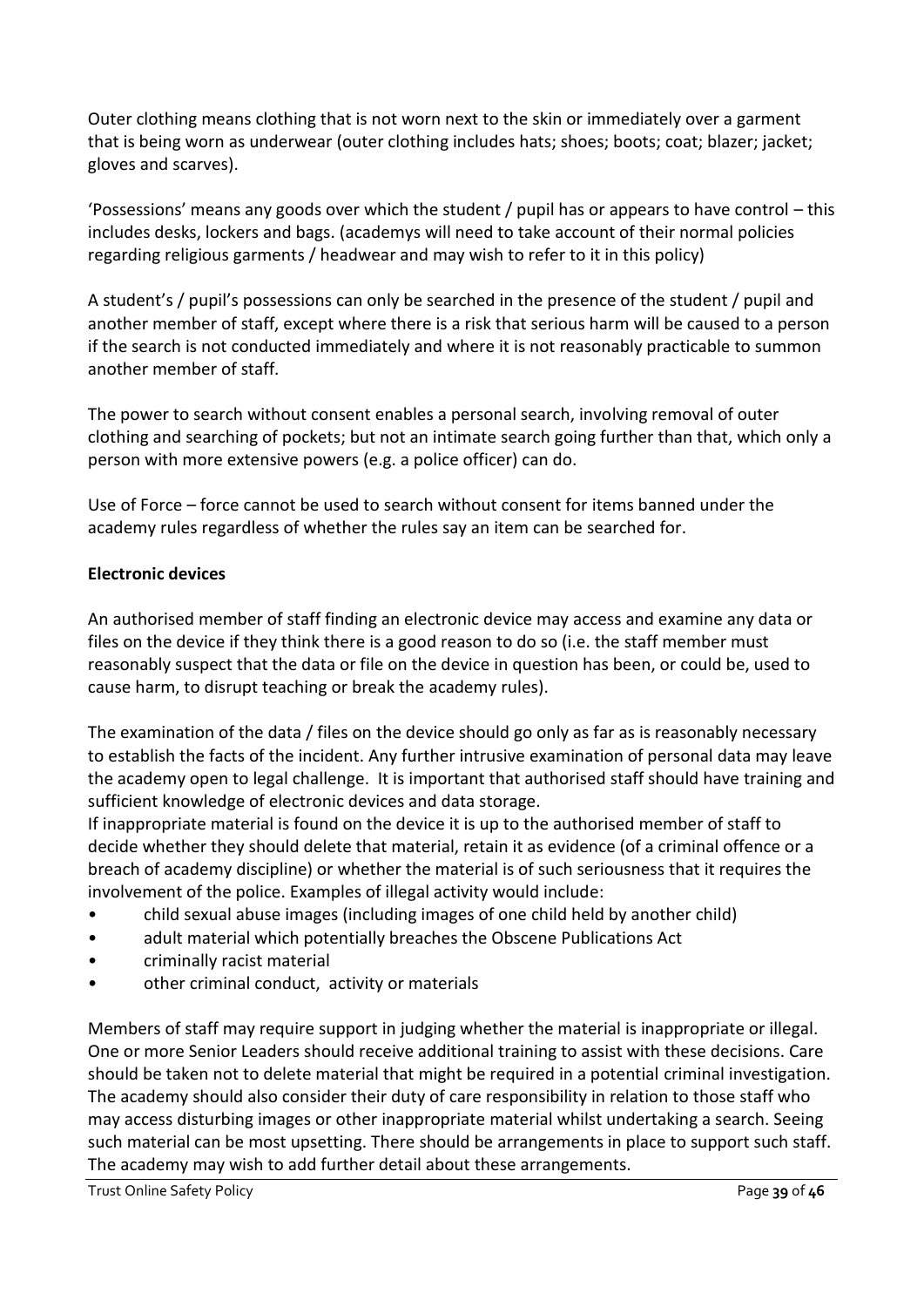Outer clothing means clothing that is not worn next to the skin or immediately over a garment that is being worn as underwear (outer clothing includes hats; shoes; boots; coat; blazer; jacket; gloves and scarves).

'Possessions' means any goods over which the student / pupil has or appears to have control – this includes desks, lockers and bags. (academys will need to take account of their normal policies regarding religious garments / headwear and may wish to refer to it in this policy)

A student's / pupil's possessions can only be searched in the presence of the student / pupil and another member of staff, except where there is a risk that serious harm will be caused to a person if the search is not conducted immediately and where it is not reasonably practicable to summon another member of staff.

The power to search without consent enables a personal search, involving removal of outer clothing and searching of pockets; but not an intimate search going further than that, which only a person with more extensive powers (e.g. a police officer) can do.

Use of Force – force cannot be used to search without consent for items banned under the academy rules regardless of whether the rules say an item can be searched for.

**Electronic devices**

An authorised member of staff finding an electronic device may access and examine any data or files on the device if they think there is a good reason to do so (i.e. the staff member must reasonably suspect that the data or file on the device in question has been, or could be, used to cause harm, to disrupt teaching or break the academy rules).

The examination of the data / files on the device should go only as far as is reasonably necessary to establish the facts of the incident. Any further intrusive examination of personal data may leave the academy open to legal challenge. It is important that authorised staff should have training and sufficient knowledge of electronic devices and data storage.
If inappropriate material is found on the device it is up to the authorised member of staff to decide whether they should delete that material, retain it as evidence (of a criminal offence or a breach of academy discipline) or whether the material is of such seriousness that it requires the involvement of the police. Examples of illegal activity would include:

- child sexual abuse images (including images of one child held by another child)
- adult material which potentially breaches the Obscene Publications Act
- criminally racist material
- other criminal conduct, activity or materials

Members of staff may require support in judging whether the material is inappropriate or illegal. One or more Senior Leaders should receive additional training to assist with these decisions. Care should be taken not to delete material that might be required in a potential criminal investigation. The academy should also consider their duty of care responsibility in relation to those staff who may access disturbing images or other inappropriate material whilst undertaking a search. Seeing such material can be most upsetting. There should be arrangements in place to support such staff. The academy may wish to add further detail about these arrangements.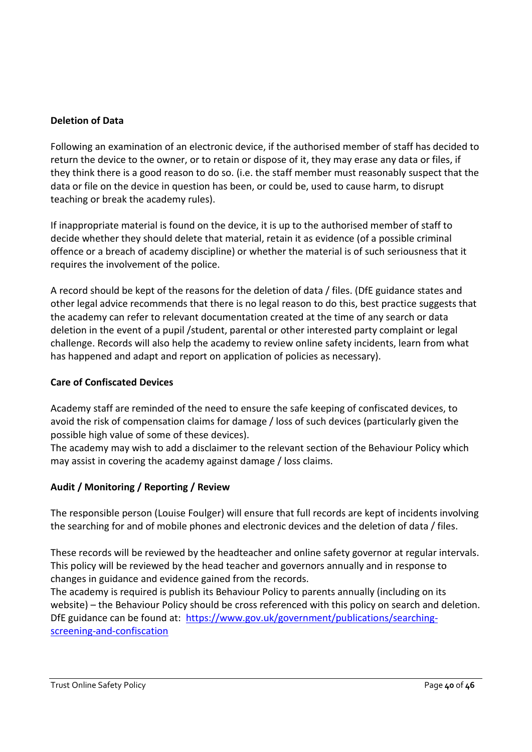**Deletion of Data**

Following an examination of an electronic device, if the authorised member of staff has decided to return the device to the owner, or to retain or dispose of it, they may erase any data or files, if they think there is a good reason to do so. (i.e. the staff member must reasonably suspect that the data or file on the device in question has been, or could be, used to cause harm, to disrupt teaching or break the academy rules).

If inappropriate material is found on the device, it is up to the authorised member of staff to decide whether they should delete that material, retain it as evidence (of a possible criminal offence or a breach of academy discipline) or whether the material is of such seriousness that it requires the involvement of the police.

A record should be kept of the reasons for the deletion of data / files. (DfE guidance states and other legal advice recommends that there is no legal reason to do this, best practice suggests that the academy can refer to relevant documentation created at the time of any search or data deletion in the event of a pupil /student, parental or other interested party complaint or legal challenge. Records will also help the academy to review online safety incidents, learn from what has happened and adapt and report on application of policies as necessary).

**Care of Confiscated Devices**

Academy staff are reminded of the need to ensure the safe keeping of confiscated devices, to avoid the risk of compensation claims for damage / loss of such devices (particularly given the possible high value of some of these devices).
The academy may wish to add a disclaimer to the relevant section of the Behaviour Policy which may assist in covering the academy against damage / loss claims.

**Audit / Monitoring / Reporting / Review**

The responsible person (Louise Foulger) will ensure that full records are kept of incidents involving the searching for and of mobile phones and electronic devices and the deletion of data / files.

These records will be reviewed by the headteacher and online safety governor at regular intervals. This policy will be reviewed by the head teacher and governors annually and in response to changes in guidance and evidence gained from the records.
The academy is required is publish its Behaviour Policy to parents annually (including on its website) – the Behaviour Policy should be cross referenced with this policy on search and deletion. DfE guidance can be found at: [https://www.gov.uk/government/publications/searching-screening-and-confiscation](https://www.gov.uk/government/publications/searching-screening-and-confiscation)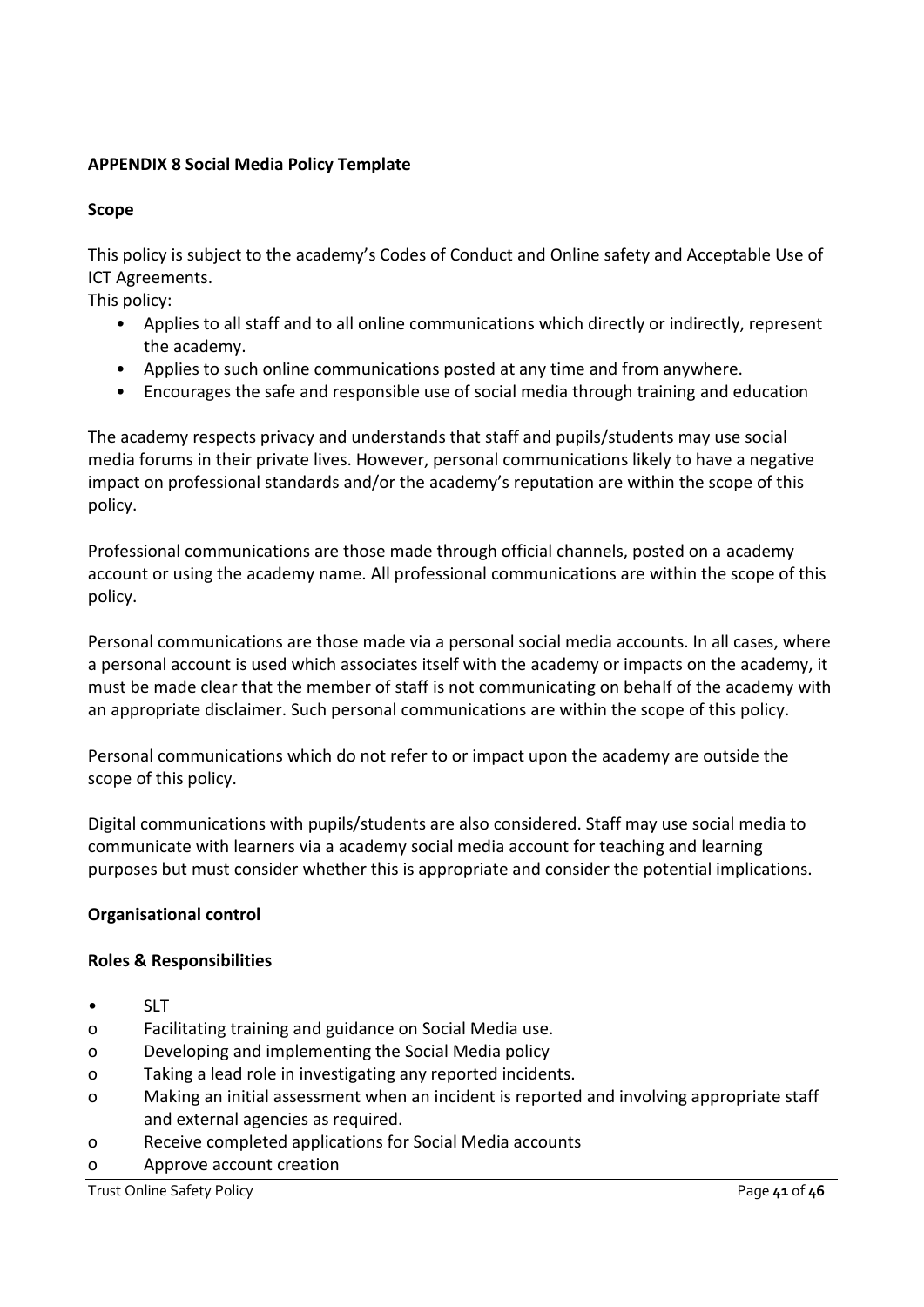**APPENDIX 8 Social Media Policy Template**

**Scope**

This policy is subject to the academy's Codes of Conduct and Online safety and Acceptable Use of ICT Agreements.

This policy:

- Applies to all staff and to all online communications which directly or indirectly, represent the academy.
- Applies to such online communications posted at any time and from anywhere.
- Encourages the safe and responsible use of social media through training and education

The academy respects privacy and understands that staff and pupils/students may use social media forums in their private lives. However, personal communications likely to have a negative impact on professional standards and/or the academy's reputation are within the scope of this policy.

Professional communications are those made through official channels, posted on a academy account or using the academy name. All professional communications are within the scope of this policy.

Personal communications are those made via a personal social media accounts. In all cases, where a personal account is used which associates itself with the academy or impacts on the academy, it must be made clear that the member of staff is not communicating on behalf of the academy with an appropriate disclaimer. Such personal communications are within the scope of this policy.

Personal communications which do not refer to or impact upon the academy are outside the scope of this policy.

Digital communications with pupils/students are also considered. Staff may use social media to communicate with learners via a academy social media account for teaching and learning purposes but must consider whether this is appropriate and consider the potential implications.

**Organisational control**

**Roles & Responsibilities**

- SLT
  - Facilitating training and guidance on Social Media use.
  - Developing and implementing the Social Media policy
  - Taking a lead role in investigating any reported incidents.
  - Making an initial assessment when an incident is reported and involving appropriate staff and external agencies as required.
  - Receive completed applications for Social Media accounts
  - Approve account creation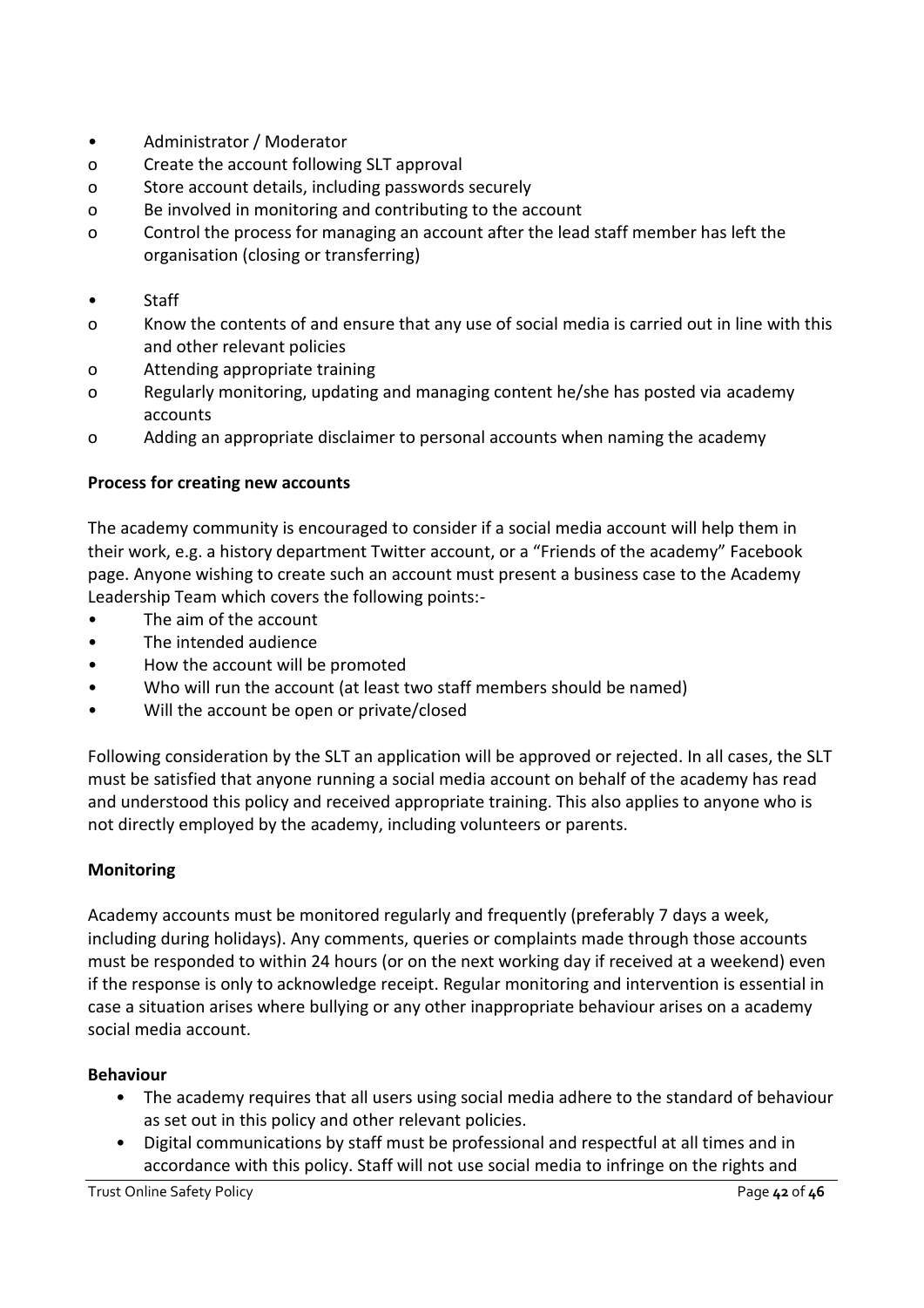- Administrator / Moderator
  - Create the account following SLT approval
  - Store account details, including passwords securely
  - Be involved in monitoring and contributing to the account
  - Control the process for managing an account after the lead staff member has left the organisation (closing or transferring)

- Staff
  - Know the contents of and ensure that any use of social media is carried out in line with this and other relevant policies
  - Attending appropriate training
  - Regularly monitoring, updating and managing content he/she has posted via academy accounts
  - Adding an appropriate disclaimer to personal accounts when naming the academy

**Process for creating new accounts**

The academy community is encouraged to consider if a social media account will help them in their work, e.g. a history department Twitter account, or a "Friends of the academy" Facebook page. Anyone wishing to create such an account must present a business case to the Academy Leadership Team which covers the following points:-

- The aim of the account
- The intended audience
- How the account will be promoted
- Who will run the account (at least two staff members should be named)
- Will the account be open or private/closed

Following consideration by the SLT an application will be approved or rejected. In all cases, the SLT must be satisfied that anyone running a social media account on behalf of the academy has read and understood this policy and received appropriate training. This also applies to anyone who is not directly employed by the academy, including volunteers or parents.

**Monitoring**

Academy accounts must be monitored regularly and frequently (preferably 7 days a week, including during holidays). Any comments, queries or complaints made through those accounts must be responded to within 24 hours (or on the next working day if received at a weekend) even if the response is only to acknowledge receipt. Regular monitoring and intervention is essential in case a situation arises where bullying or any other inappropriate behaviour arises on a academy social media account.

**Behaviour**

- The academy requires that all users using social media adhere to the standard of behaviour as set out in this policy and other relevant policies.
- Digital communications by staff must be professional and respectful at all times and in accordance with this policy. Staff will not use social media to infringe on the rights and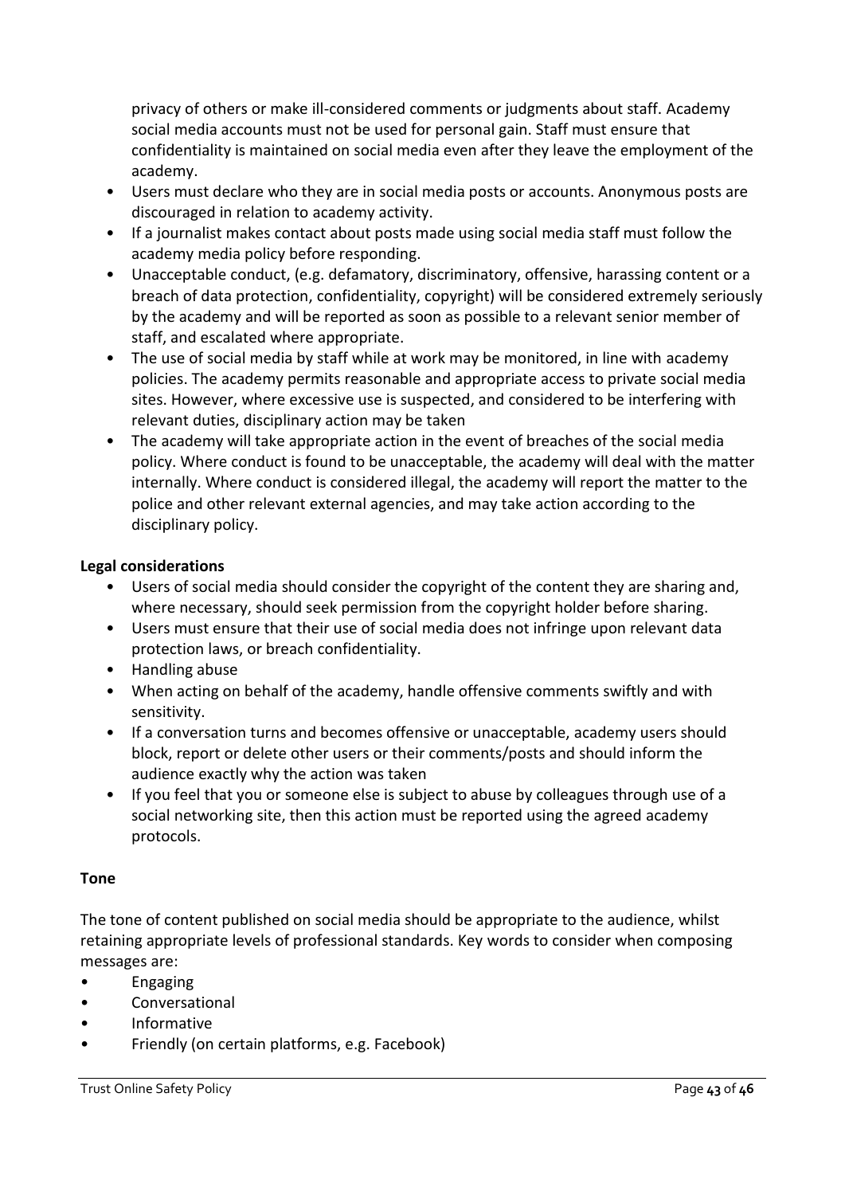privacy of others or make ill-considered comments or judgments about staff. Academy social media accounts must not be used for personal gain. Staff must ensure that confidentiality is maintained on social media even after they leave the employment of the academy.

- Users must declare who they are in social media posts or accounts. Anonymous posts are discouraged in relation to academy activity.
- If a journalist makes contact about posts made using social media staff must follow the academy media policy before responding.
- Unacceptable conduct, (e.g. defamatory, discriminatory, offensive, harassing content or a breach of data protection, confidentiality, copyright) will be considered extremely seriously by the academy and will be reported as soon as possible to a relevant senior member of staff, and escalated where appropriate.
- The use of social media by staff while at work may be monitored, in line with academy policies. The academy permits reasonable and appropriate access to private social media sites. However, where excessive use is suspected, and considered to be interfering with relevant duties, disciplinary action may be taken
- The academy will take appropriate action in the event of breaches of the social media policy. Where conduct is found to be unacceptable, the academy will deal with the matter internally. Where conduct is considered illegal, the academy will report the matter to the police and other relevant external agencies, and may take action according to the disciplinary policy.

**Legal considerations**

- Users of social media should consider the copyright of the content they are sharing and, where necessary, should seek permission from the copyright holder before sharing.
- Users must ensure that their use of social media does not infringe upon relevant data protection laws, or breach confidentiality.
- Handling abuse
- When acting on behalf of the academy, handle offensive comments swiftly and with sensitivity.
- If a conversation turns and becomes offensive or unacceptable, academy users should block, report or delete other users or their comments/posts and should inform the audience exactly why the action was taken
- If you feel that you or someone else is subject to abuse by colleagues through use of a social networking site, then this action must be reported using the agreed academy protocols.

**Tone**

The tone of content published on social media should be appropriate to the audience, whilst retaining appropriate levels of professional standards. Key words to consider when composing messages are:

- Engaging
- Conversational
- Informative
- Friendly (on certain platforms, e.g. Facebook)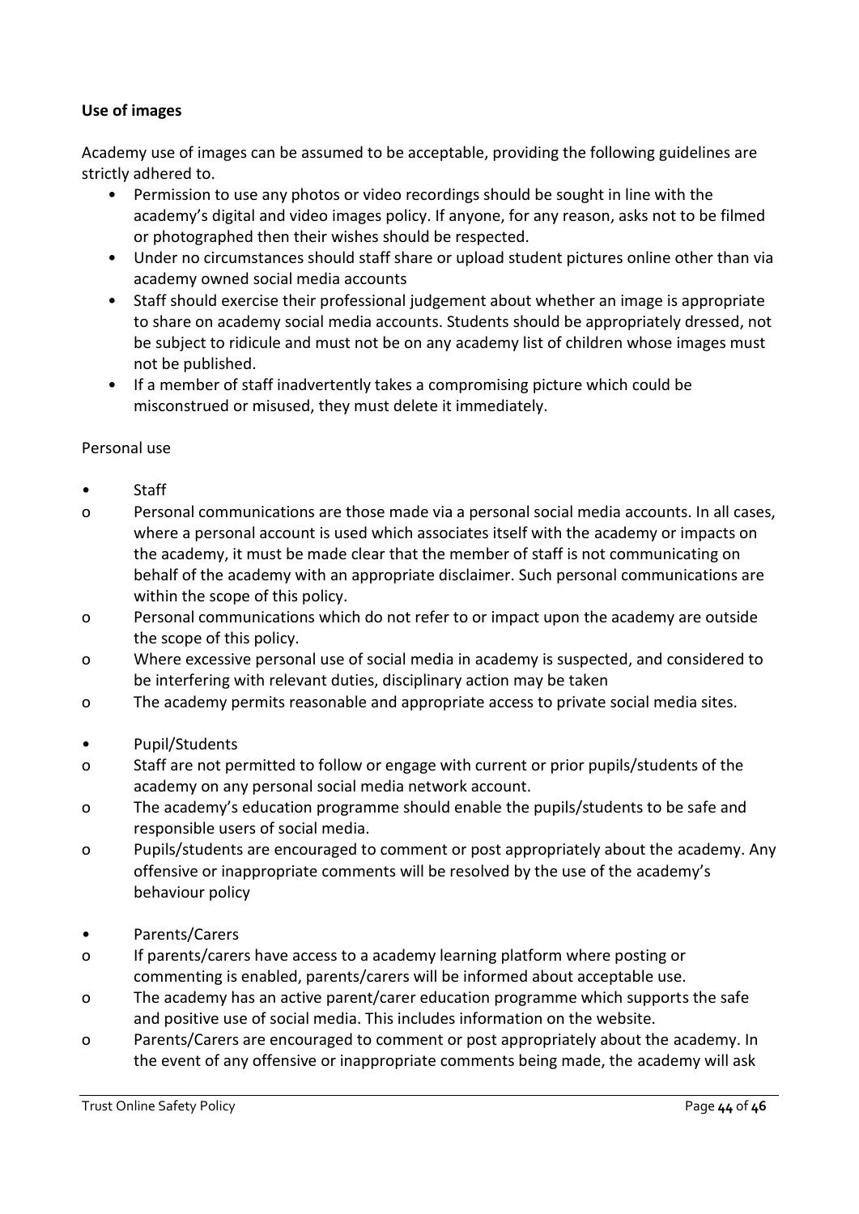**Use of images**

Academy use of images can be assumed to be acceptable, providing the following guidelines are strictly adhered to.

- Permission to use any photos or video recordings should be sought in line with the academy's digital and video images policy. If anyone, for any reason, asks not to be filmed or photographed then their wishes should be respected.
- Under no circumstances should staff share or upload student pictures online other than via academy owned social media accounts
- Staff should exercise their professional judgement about whether an image is appropriate to share on academy social media accounts. Students should be appropriately dressed, not be subject to ridicule and must not be on any academy list of children whose images must not be published.
- If a member of staff inadvertently takes a compromising picture which could be misconstrued or misused, they must delete it immediately.

Personal use

- Staff
  - Personal communications are those made via a personal social media accounts. In all cases, where a personal account is used which associates itself with the academy or impacts on the academy, it must be made clear that the member of staff is not communicating on behalf of the academy with an appropriate disclaimer. Such personal communications are within the scope of this policy.
  - Personal communications which do not refer to or impact upon the academy are outside the scope of this policy.
  - Where excessive personal use of social media in academy is suspected, and considered to be interfering with relevant duties, disciplinary action may be taken
  - The academy permits reasonable and appropriate access to private social media sites.

- Pupil/Students
  - Staff are not permitted to follow or engage with current or prior pupils/students of the academy on any personal social media network account.
  - The academy's education programme should enable the pupils/students to be safe and responsible users of social media.
  - Pupils/students are encouraged to comment or post appropriately about the academy. Any offensive or inappropriate comments will be resolved by the use of the academy's behaviour policy

- Parents/Carers
  - If parents/carers have access to a academy learning platform where posting or commenting is enabled, parents/carers will be informed about acceptable use.
  - The academy has an active parent/carer education programme which supports the safe and positive use of social media. This includes information on the website.
  - Parents/Carers are encouraged to comment or post appropriately about the academy. In the event of any offensive or inappropriate comments being made, the academy will ask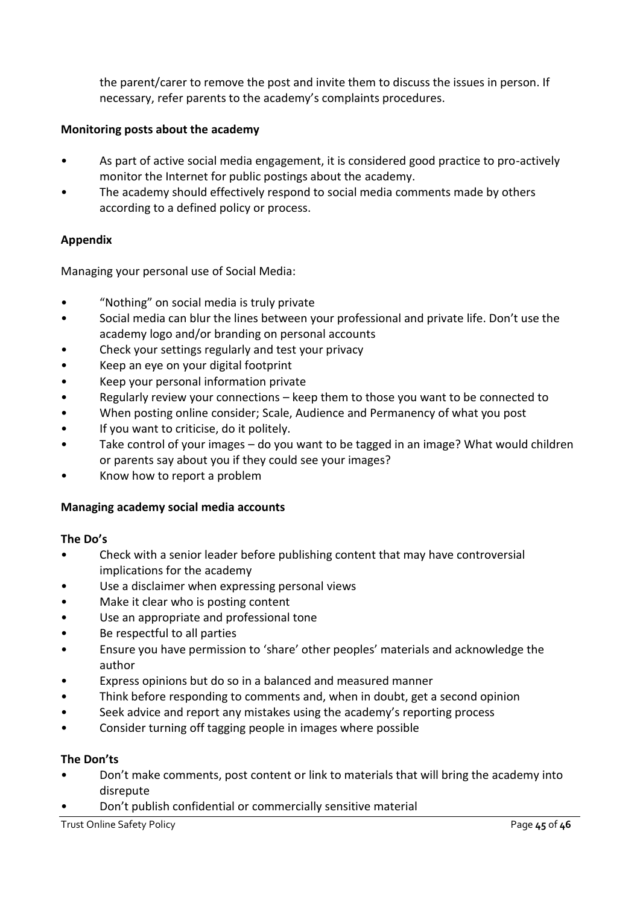the parent/carer to remove the post and invite them to discuss the issues in person. If necessary, refer parents to the academy's complaints procedures.

**Monitoring posts about the academy**

- As part of active social media engagement, it is considered good practice to pro-actively monitor the Internet for public postings about the academy.
- The academy should effectively respond to social media comments made by others according to a defined policy or process.

**Appendix**

Managing your personal use of Social Media:

- "Nothing" on social media is truly private
- Social media can blur the lines between your professional and private life. Don't use the academy logo and/or branding on personal accounts
- Check your settings regularly and test your privacy
- Keep an eye on your digital footprint
- Keep your personal information private
- Regularly review your connections – keep them to those you want to be connected to
- When posting online consider; Scale, Audience and Permanency of what you post
- If you want to criticise, do it politely.
- Take control of your images – do you want to be tagged in an image? What would children or parents say about you if they could see your images?
- Know how to report a problem

**Managing academy social media accounts**

**The Do's**

- Check with a senior leader before publishing content that may have controversial implications for the academy
- Use a disclaimer when expressing personal views
- Make it clear who is posting content
- Use an appropriate and professional tone
- Be respectful to all parties
- Ensure you have permission to 'share' other peoples' materials and acknowledge the author
- Express opinions but do so in a balanced and measured manner
- Think before responding to comments and, when in doubt, get a second opinion
- Seek advice and report any mistakes using the academy's reporting process
- Consider turning off tagging people in images where possible

**The Don'ts**

- Don't make comments, post content or link to materials that will bring the academy into disrepute
- Don't publish confidential or commercially sensitive material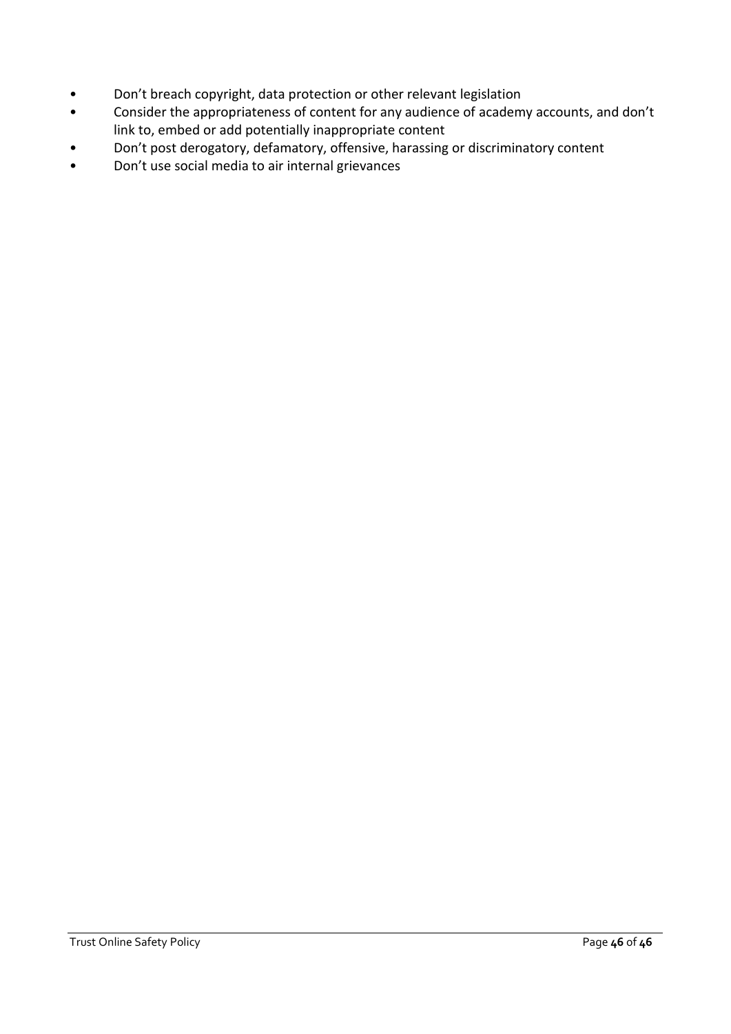- Don’t breach copyright, data protection or other relevant legislation
- Consider the appropriateness of content for any audience of academy accounts, and don’t link to, embed or add potentially inappropriate content
- Don’t post derogatory, defamatory, offensive, harassing or discriminatory content
- Don’t use social media to air internal grievances